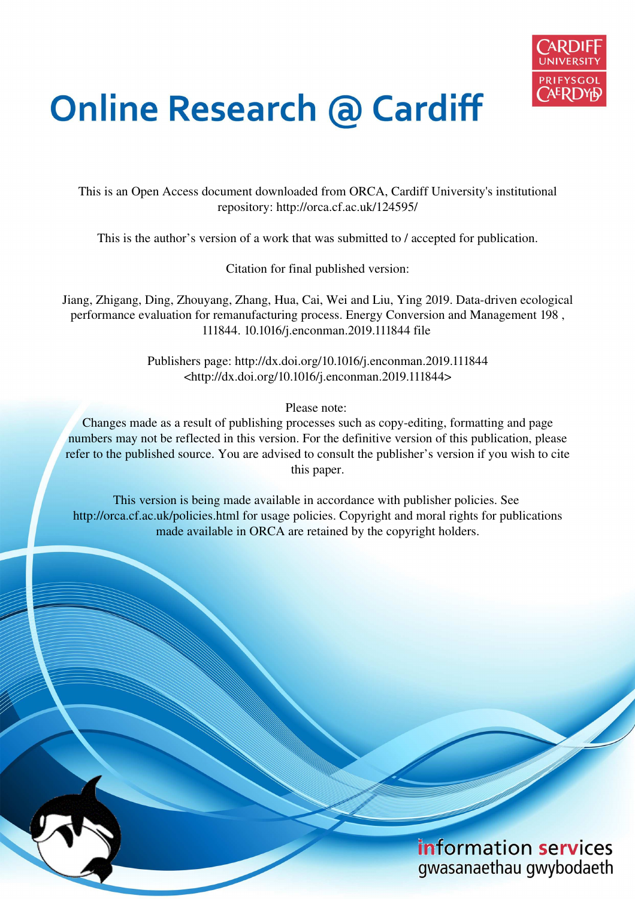# Online Research @ Cardiff

This is an Open Access document downloaded from ORCA, Cardiff University's institutional repository: http://orca.cf.ac.uk/124595/

This is the author's version of a work that was submitted to / accepted for publication.

Citation for final published version:

Jiang, Zhigang, Ding, Zhouyang, Zhang, Hua, Cai, Wei and Liu, Ying 2019. Data-driven ecological performance evaluation for remanufacturing process. Energy Conversion and Management 198 , 111844. 10.1016/j.enconman.2019.111844 file

Publishers page: http://dx.doi.org/10.1016/j.enconman.2019.111844 <http://dx.doi.org/10.1016/j.enconman.2019.111844>

Please note:
Changes made as a result of publishing processes such as copy-editing, formatting and page numbers may not be reflected in this version. For the definitive version of this publication, please refer to the published source. You are advised to consult the publisher's version if you wish to cite this paper.

This version is being made available in accordance with publisher policies. See http://orca.cf.ac.uk/policies.html for usage policies. Copyright and moral rights for publications made available in ORCA are retained by the copyright holders.

information services
gwasanaethau gwybodaeth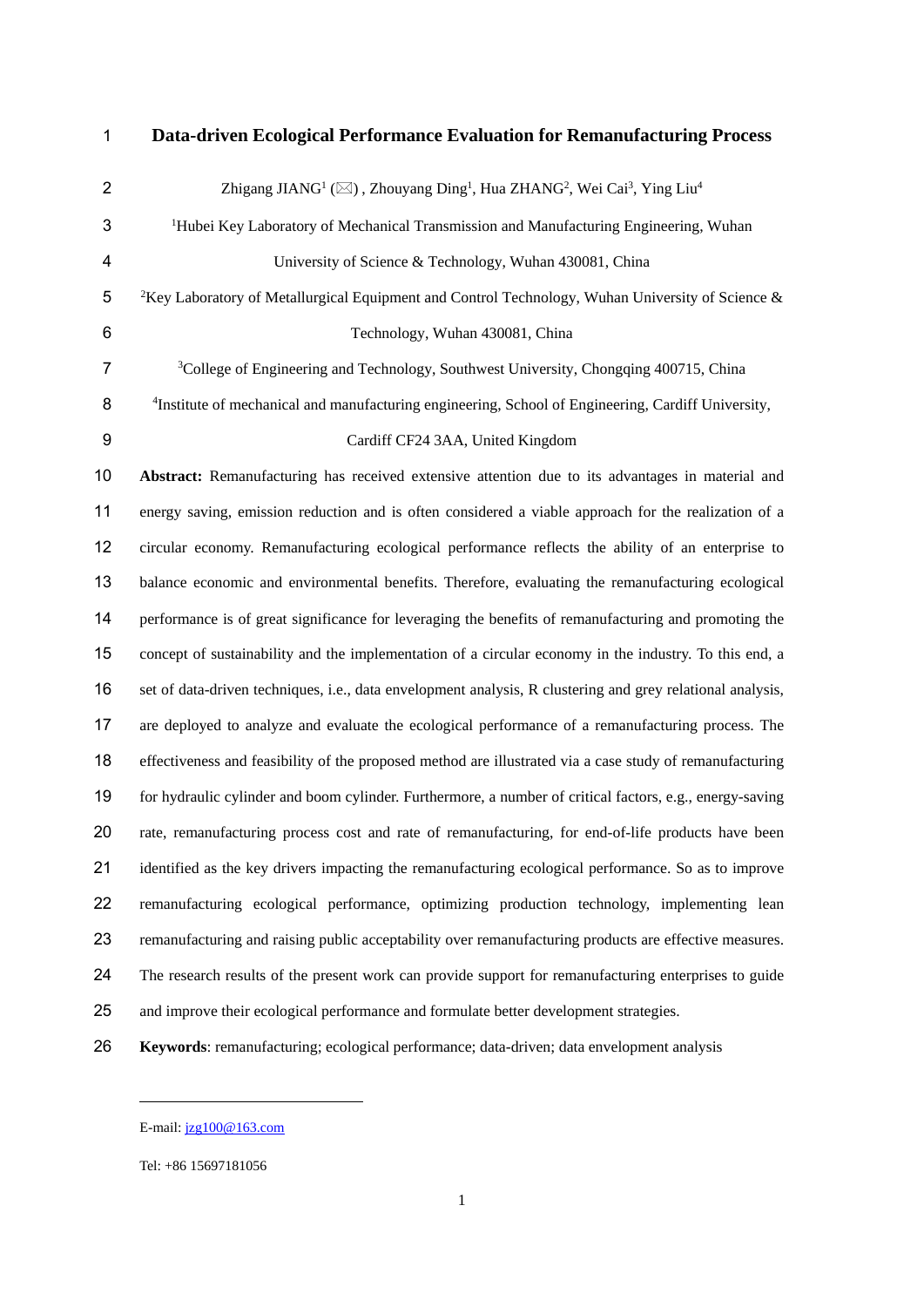# Data-driven Ecological Performance Evaluation for Remanufacturing Process

Zhigang JIANG[1] (✉) , Zhouyang Ding[1], Hua ZHANG[2], Wei Cai[3], Ying Liu[4]

[1]Hubei Key Laboratory of Mechanical Transmission and Manufacturing Engineering, Wuhan University of Science & Technology, Wuhan 430081, China

[2]Key Laboratory of Metallurgical Equipment and Control Technology, Wuhan University of Science & Technology, Wuhan 430081, China

[3]College of Engineering and Technology, Southwest University, Chongqing 400715, China

[4]Institute of mechanical and manufacturing engineering, School of Engineering, Cardiff University, Cardiff CF24 3AA, United Kingdom

**Abstract:** Remanufacturing has received extensive attention due to its advantages in material and energy saving, emission reduction and is often considered a viable approach for the realization of a circular economy. Remanufacturing ecological performance reflects the ability of an enterprise to balance economic and environmental benefits. Therefore, evaluating the remanufacturing ecological performance is of great significance for leveraging the benefits of remanufacturing and promoting the concept of sustainability and the implementation of a circular economy in the industry. To this end, a set of data-driven techniques, i.e., data envelopment analysis, R clustering and grey relational analysis, are deployed to analyze and evaluate the ecological performance of a remanufacturing process. The effectiveness and feasibility of the proposed method are illustrated via a case study of remanufacturing for hydraulic cylinder and boom cylinder. Furthermore, a number of critical factors, e.g., energy-saving rate, remanufacturing process cost and rate of remanufacturing, for end-of-life products have been identified as the key drivers impacting the remanufacturing ecological performance. So as to improve remanufacturing ecological performance, optimizing production technology, implementing lean remanufacturing and raising public acceptability over remanufacturing products are effective measures. The research results of the present work can provide support for remanufacturing enterprises to guide and improve their ecological performance and formulate better development strategies.

**Keywords**: remanufacturing; ecological performance; data-driven; data envelopment analysis

---

E-mail: jzg100@163.com

Tel: +86 15697181056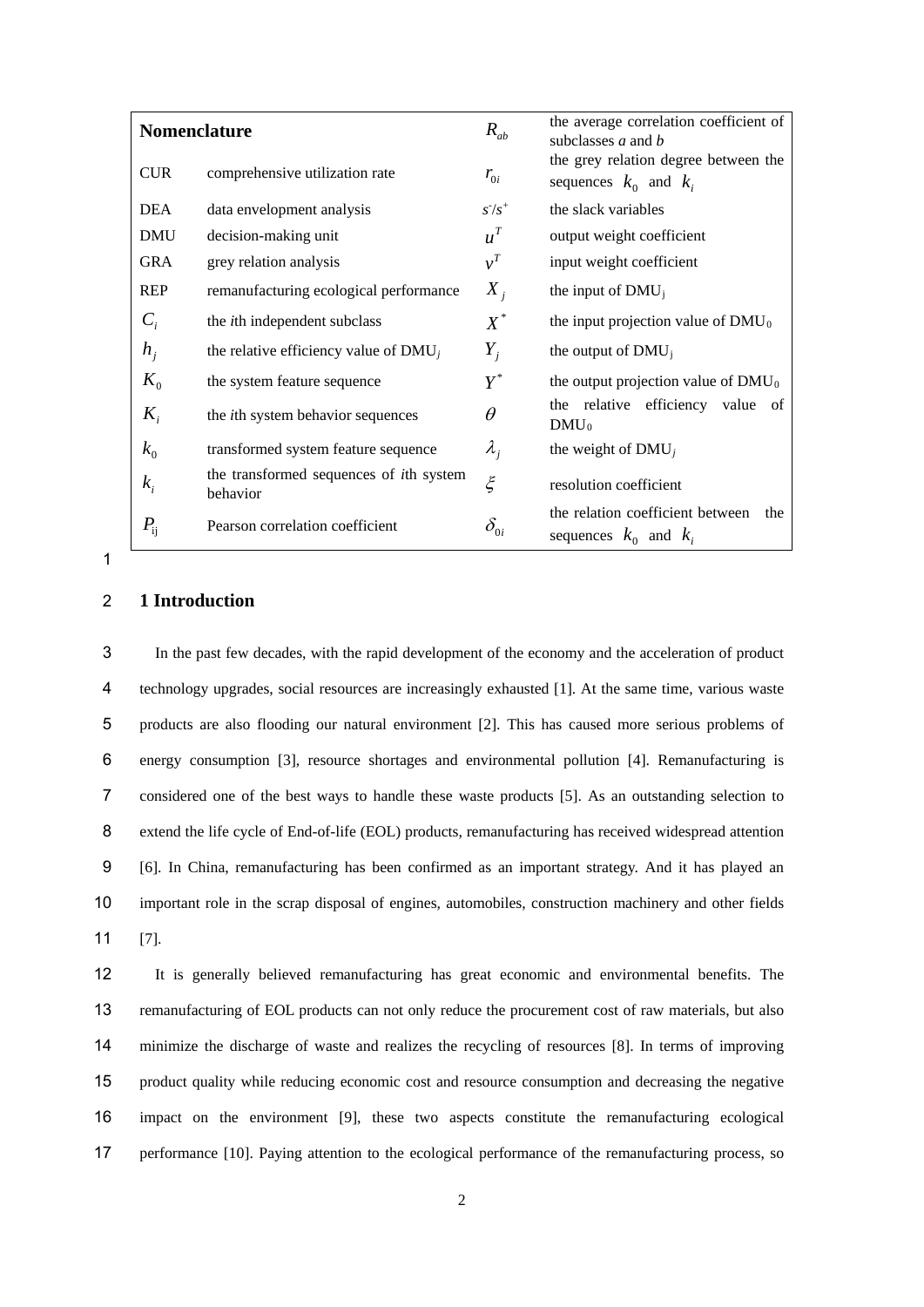| **Nomenclature** | | $R_{ab}$ | the average correlation coefficient of subclasses *a* and *b* |
|---|---|---|---|
| CUR | comprehensive utilization rate | $r_{0i}$ | the grey relation degree between the sequences $k_0$ and $k_i$ |
| DEA | data envelopment analysis | $s^-/s^+$ | the slack variables |
| DMU | decision-making unit | $u^T$ | output weight coefficient |
| GRA | grey relation analysis | $v^T$ | input weight coefficient |
| REP | remanufacturing ecological performance | $X_j$ | the input of $DMU_j$ |
| $C_i$ | the *i*th independent subclass | $X^*$ | the input projection value of $DMU_0$ |
| $h_j$ | the relative efficiency value of $DMU_j$ | $Y_j$ | the output of $DMU_j$ |
| $K_0$ | the system feature sequence | $Y^*$ | the output projection value of $DMU_0$ |
| $K_i$ | the *i*th system behavior sequences | $\theta$ | the relative efficiency value of $DMU_0$ |
| $k_0$ | transformed system feature sequence | $\lambda_j$ | the weight of $DMU_j$ |
| $k_i$ | the transformed sequences of *i*th system behavior | $\xi$ | resolution coefficient |
| $P_{ij}$ | Pearson correlation coefficient | $\delta_{0i}$ | the relation coefficient between the sequences $k_0$ and $k_i$ |

## 1 Introduction

In the past few decades, with the rapid development of the economy and the acceleration of product technology upgrades, social resources are increasingly exhausted [1]. At the same time, various waste products are also flooding our natural environment [2]. This has caused more serious problems of energy consumption [3], resource shortages and environmental pollution [4]. Remanufacturing is considered one of the best ways to handle these waste products [5]. As an outstanding selection to extend the life cycle of End-of-life (EOL) products, remanufacturing has received widespread attention [6]. In China, remanufacturing has been confirmed as an important strategy. And it has played an important role in the scrap disposal of engines, automobiles, construction machinery and other fields [7].

It is generally believed remanufacturing has great economic and environmental benefits. The remanufacturing of EOL products can not only reduce the procurement cost of raw materials, but also minimize the discharge of waste and realizes the recycling of resources [8]. In terms of improving product quality while reducing economic cost and resource consumption and decreasing the negative impact on the environment [9], these two aspects constitute the remanufacturing ecological performance [10]. Paying attention to the ecological performance of the remanufacturing process, so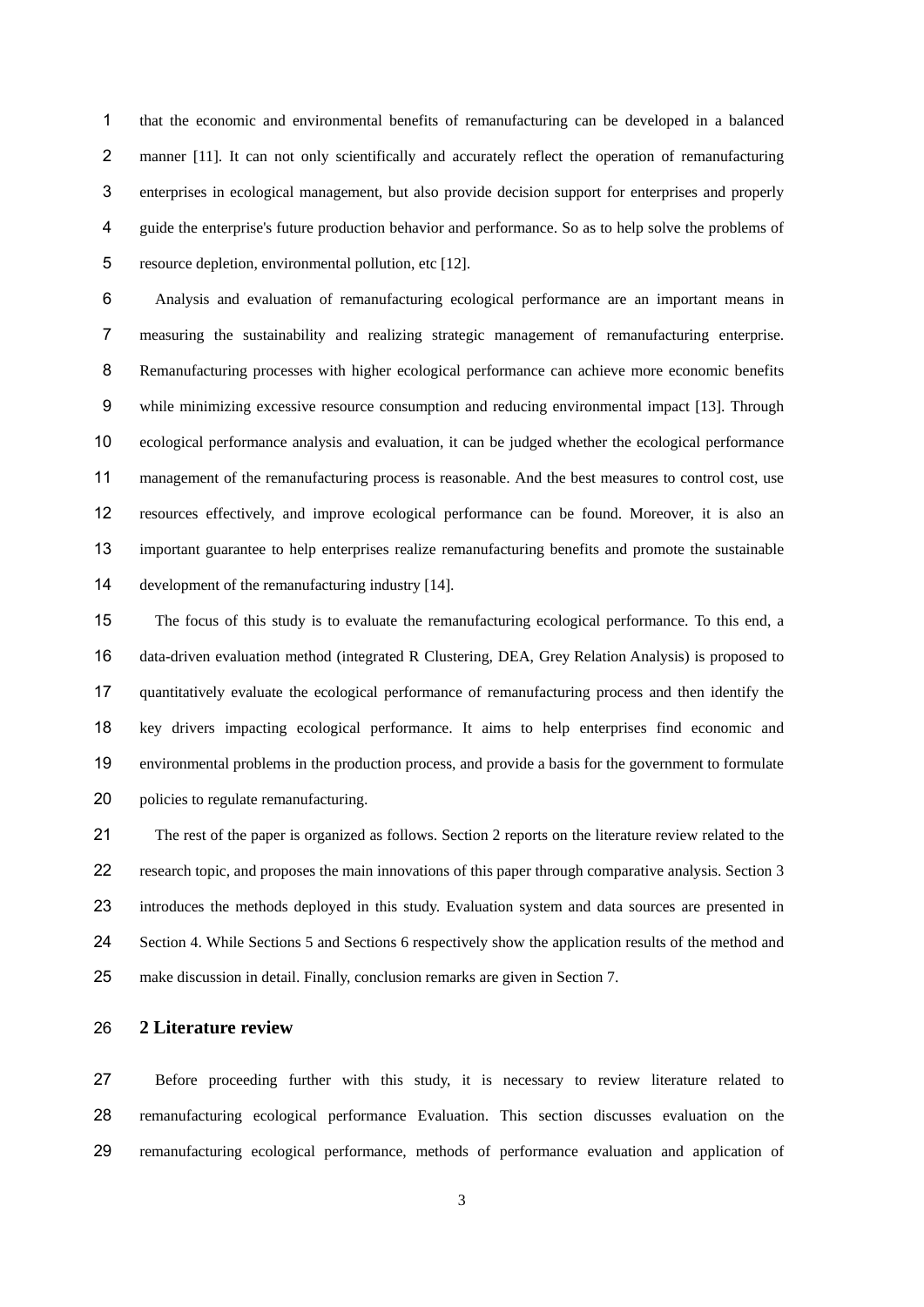that the economic and environmental benefits of remanufacturing can be developed in a balanced manner [11]. It can not only scientifically and accurately reflect the operation of remanufacturing enterprises in ecological management, but also provide decision support for enterprises and properly guide the enterprise's future production behavior and performance. So as to help solve the problems of resource depletion, environmental pollution, etc [12].

Analysis and evaluation of remanufacturing ecological performance are an important means in measuring the sustainability and realizing strategic management of remanufacturing enterprise. Remanufacturing processes with higher ecological performance can achieve more economic benefits while minimizing excessive resource consumption and reducing environmental impact [13]. Through ecological performance analysis and evaluation, it can be judged whether the ecological performance management of the remanufacturing process is reasonable. And the best measures to control cost, use resources effectively, and improve ecological performance can be found. Moreover, it is also an important guarantee to help enterprises realize remanufacturing benefits and promote the sustainable development of the remanufacturing industry [14].

The focus of this study is to evaluate the remanufacturing ecological performance. To this end, a data-driven evaluation method (integrated R Clustering, DEA, Grey Relation Analysis) is proposed to quantitatively evaluate the ecological performance of remanufacturing process and then identify the key drivers impacting ecological performance. It aims to help enterprises find economic and environmental problems in the production process, and provide a basis for the government to formulate policies to regulate remanufacturing.

The rest of the paper is organized as follows. Section 2 reports on the literature review related to the research topic, and proposes the main innovations of this paper through comparative analysis. Section 3 introduces the methods deployed in this study. Evaluation system and data sources are presented in Section 4. While Sections 5 and Sections 6 respectively show the application results of the method and make discussion in detail. Finally, conclusion remarks are given in Section 7.

## 2 Literature review

Before proceeding further with this study, it is necessary to review literature related to remanufacturing ecological performance Evaluation. This section discusses evaluation on the remanufacturing ecological performance, methods of performance evaluation and application of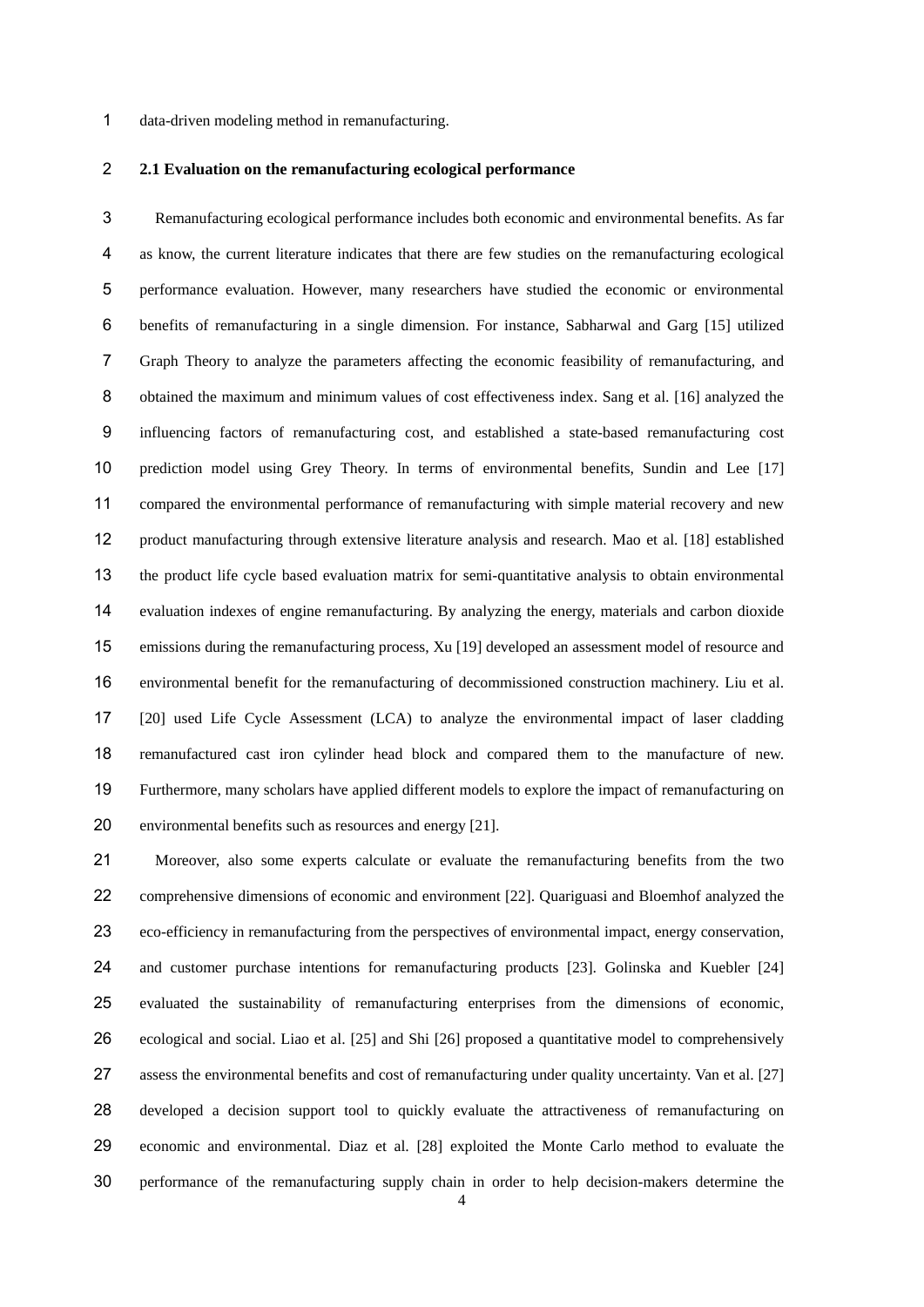data-driven modeling method in remanufacturing.

### 2.1 Evaluation on the remanufacturing ecological performance

Remanufacturing ecological performance includes both economic and environmental benefits. As far as know, the current literature indicates that there are few studies on the remanufacturing ecological performance evaluation. However, many researchers have studied the economic or environmental benefits of remanufacturing in a single dimension. For instance, Sabharwal and Garg [15] utilized Graph Theory to analyze the parameters affecting the economic feasibility of remanufacturing, and obtained the maximum and minimum values of cost effectiveness index. Sang et al. [16] analyzed the influencing factors of remanufacturing cost, and established a state-based remanufacturing cost prediction model using Grey Theory. In terms of environmental benefits, Sundin and Lee [17] compared the environmental performance of remanufacturing with simple material recovery and new product manufacturing through extensive literature analysis and research. Mao et al. [18] established the product life cycle based evaluation matrix for semi-quantitative analysis to obtain environmental evaluation indexes of engine remanufacturing. By analyzing the energy, materials and carbon dioxide emissions during the remanufacturing process, Xu [19] developed an assessment model of resource and environmental benefit for the remanufacturing of decommissioned construction machinery. Liu et al. [20] used Life Cycle Assessment (LCA) to analyze the environmental impact of laser cladding remanufactured cast iron cylinder head block and compared them to the manufacture of new. Furthermore, many scholars have applied different models to explore the impact of remanufacturing on environmental benefits such as resources and energy [21].

Moreover, also some experts calculate or evaluate the remanufacturing benefits from the two comprehensive dimensions of economic and environment [22]. Quariguasi and Bloemhof analyzed the eco-efficiency in remanufacturing from the perspectives of environmental impact, energy conservation, and customer purchase intentions for remanufacturing products [23]. Golinska and Kuebler [24] evaluated the sustainability of remanufacturing enterprises from the dimensions of economic, ecological and social. Liao et al. [25] and Shi [26] proposed a quantitative model to comprehensively assess the environmental benefits and cost of remanufacturing under quality uncertainty. Van et al. [27] developed a decision support tool to quickly evaluate the attractiveness of remanufacturing on economic and environmental. Diaz et al. [28] exploited the Monte Carlo method to evaluate the performance of the remanufacturing supply chain in order to help decision-makers determine the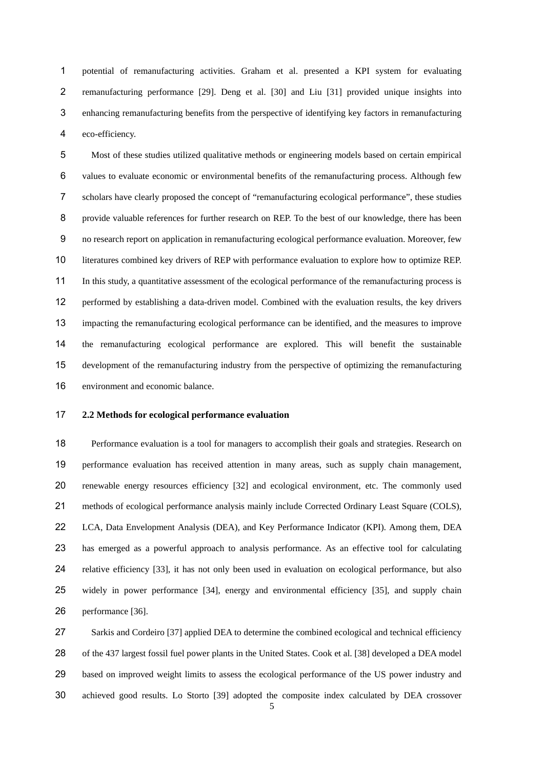potential of remanufacturing activities. Graham et al. presented a KPI system for evaluating remanufacturing performance [29]. Deng et al. [30] and Liu [31] provided unique insights into enhancing remanufacturing benefits from the perspective of identifying key factors in remanufacturing eco-efficiency.

Most of these studies utilized qualitative methods or engineering models based on certain empirical values to evaluate economic or environmental benefits of the remanufacturing process. Although few scholars have clearly proposed the concept of "remanufacturing ecological performance", these studies provide valuable references for further research on REP. To the best of our knowledge, there has been no research report on application in remanufacturing ecological performance evaluation. Moreover, few literatures combined key drivers of REP with performance evaluation to explore how to optimize REP. In this study, a quantitative assessment of the ecological performance of the remanufacturing process is performed by establishing a data-driven model. Combined with the evaluation results, the key drivers impacting the remanufacturing ecological performance can be identified, and the measures to improve the remanufacturing ecological performance are explored. This will benefit the sustainable development of the remanufacturing industry from the perspective of optimizing the remanufacturing environment and economic balance.

### 2.2 Methods for ecological performance evaluation

Performance evaluation is a tool for managers to accomplish their goals and strategies. Research on performance evaluation has received attention in many areas, such as supply chain management, renewable energy resources efficiency [32] and ecological environment, etc. The commonly used methods of ecological performance analysis mainly include Corrected Ordinary Least Square (COLS), LCA, Data Envelopment Analysis (DEA), and Key Performance Indicator (KPI). Among them, DEA has emerged as a powerful approach to analysis performance. As an effective tool for calculating relative efficiency [33], it has not only been used in evaluation on ecological performance, but also widely in power performance [34], energy and environmental efficiency [35], and supply chain performance [36].

Sarkis and Cordeiro [37] applied DEA to determine the combined ecological and technical efficiency of the 437 largest fossil fuel power plants in the United States. Cook et al. [38] developed a DEA model based on improved weight limits to assess the ecological performance of the US power industry and achieved good results. Lo Storto [39] adopted the composite index calculated by DEA crossover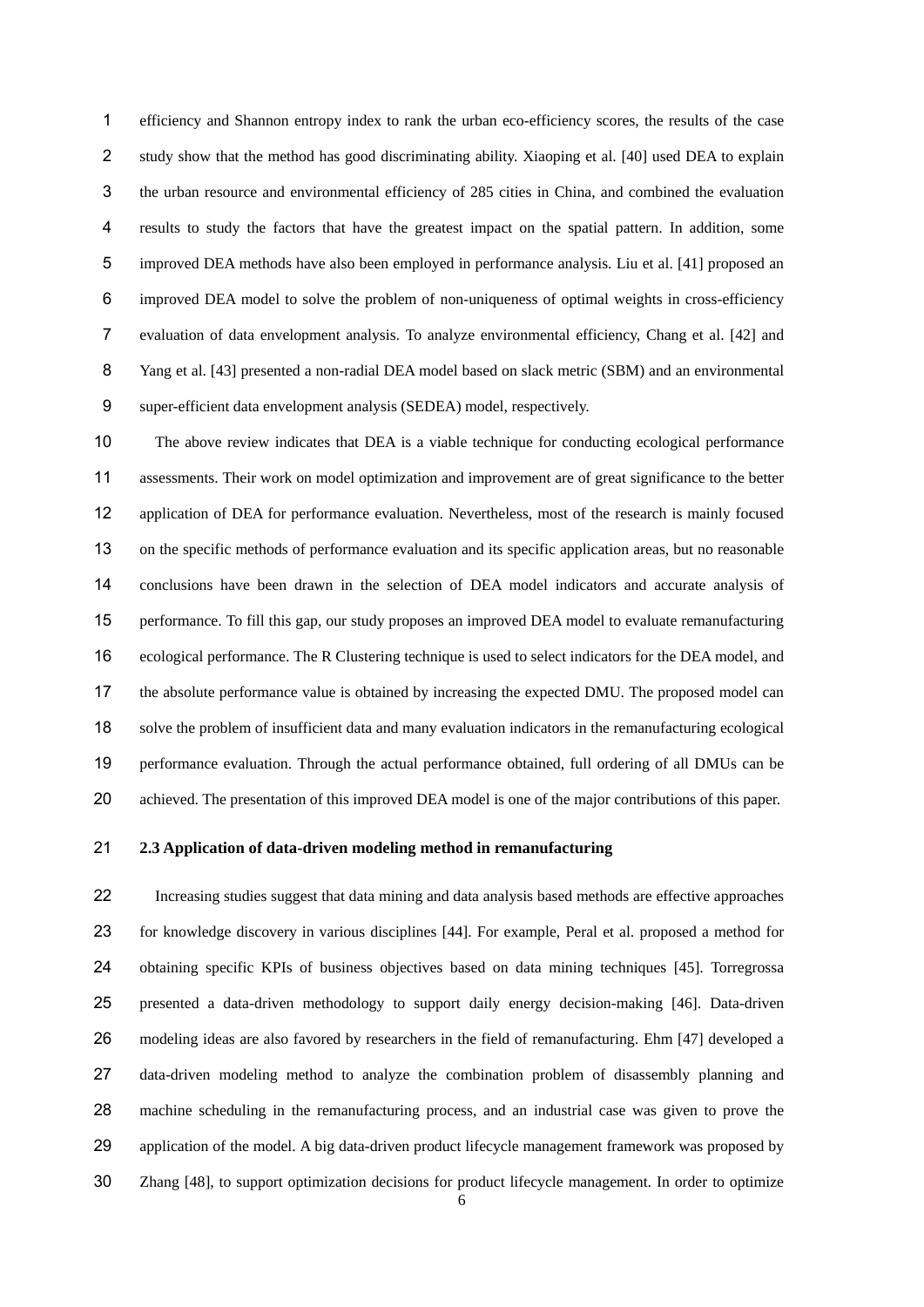efficiency and Shannon entropy index to rank the urban eco-efficiency scores, the results of the case study show that the method has good discriminating ability. Xiaoping et al. [40] used DEA to explain the urban resource and environmental efficiency of 285 cities in China, and combined the evaluation results to study the factors that have the greatest impact on the spatial pattern. In addition, some improved DEA methods have also been employed in performance analysis. Liu et al. [41] proposed an improved DEA model to solve the problem of non-uniqueness of optimal weights in cross-efficiency evaluation of data envelopment analysis. To analyze environmental efficiency, Chang et al. [42] and Yang et al. [43] presented a non-radial DEA model based on slack metric (SBM) and an environmental super-efficient data envelopment analysis (SEDEA) model, respectively.

The above review indicates that DEA is a viable technique for conducting ecological performance assessments. Their work on model optimization and improvement are of great significance to the better application of DEA for performance evaluation. Nevertheless, most of the research is mainly focused on the specific methods of performance evaluation and its specific application areas, but no reasonable conclusions have been drawn in the selection of DEA model indicators and accurate analysis of performance. To fill this gap, our study proposes an improved DEA model to evaluate remanufacturing ecological performance. The R Clustering technique is used to select indicators for the DEA model, and the absolute performance value is obtained by increasing the expected DMU. The proposed model can solve the problem of insufficient data and many evaluation indicators in the remanufacturing ecological performance evaluation. Through the actual performance obtained, full ordering of all DMUs can be achieved. The presentation of this improved DEA model is one of the major contributions of this paper.

### 2.3 Application of data-driven modeling method in remanufacturing

Increasing studies suggest that data mining and data analysis based methods are effective approaches for knowledge discovery in various disciplines [44]. For example, Peral et al. proposed a method for obtaining specific KPIs of business objectives based on data mining techniques [45]. Torregrossa presented a data-driven methodology to support daily energy decision-making [46]. Data-driven modeling ideas are also favored by researchers in the field of remanufacturing. Ehm [47] developed a data-driven modeling method to analyze the combination problem of disassembly planning and machine scheduling in the remanufacturing process, and an industrial case was given to prove the application of the model. A big data-driven product lifecycle management framework was proposed by Zhang [48], to support optimization decisions for product lifecycle management. In order to optimize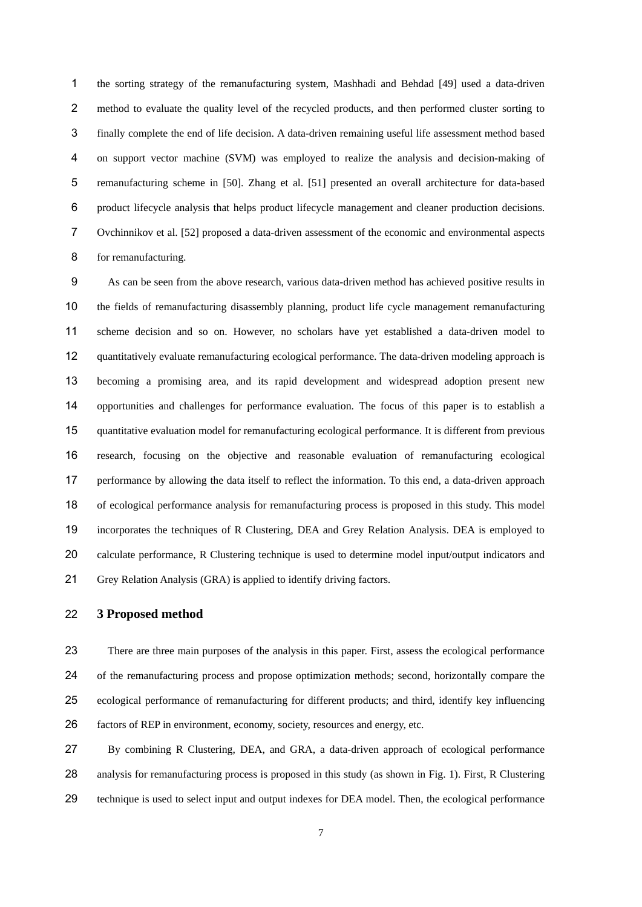the sorting strategy of the remanufacturing system, Mashhadi and Behdad [49] used a data-driven method to evaluate the quality level of the recycled products, and then performed cluster sorting to finally complete the end of life decision. A data-driven remaining useful life assessment method based on support vector machine (SVM) was employed to realize the analysis and decision-making of remanufacturing scheme in [50]. Zhang et al. [51] presented an overall architecture for data-based product lifecycle analysis that helps product lifecycle management and cleaner production decisions. Ovchinnikov et al. [52] proposed a data-driven assessment of the economic and environmental aspects for remanufacturing.

As can be seen from the above research, various data-driven method has achieved positive results in the fields of remanufacturing disassembly planning, product life cycle management remanufacturing scheme decision and so on. However, no scholars have yet established a data-driven model to quantitatively evaluate remanufacturing ecological performance. The data-driven modeling approach is becoming a promising area, and its rapid development and widespread adoption present new opportunities and challenges for performance evaluation. The focus of this paper is to establish a quantitative evaluation model for remanufacturing ecological performance. It is different from previous research, focusing on the objective and reasonable evaluation of remanufacturing ecological performance by allowing the data itself to reflect the information. To this end, a data-driven approach of ecological performance analysis for remanufacturing process is proposed in this study. This model incorporates the techniques of R Clustering, DEA and Grey Relation Analysis. DEA is employed to calculate performance, R Clustering technique is used to determine model input/output indicators and Grey Relation Analysis (GRA) is applied to identify driving factors.

## 3 Proposed method

There are three main purposes of the analysis in this paper. First, assess the ecological performance of the remanufacturing process and propose optimization methods; second, horizontally compare the ecological performance of remanufacturing for different products; and third, identify key influencing factors of REP in environment, economy, society, resources and energy, etc.

By combining R Clustering, DEA, and GRA, a data-driven approach of ecological performance analysis for remanufacturing process is proposed in this study (as shown in Fig. 1). First, R Clustering technique is used to select input and output indexes for DEA model. Then, the ecological performance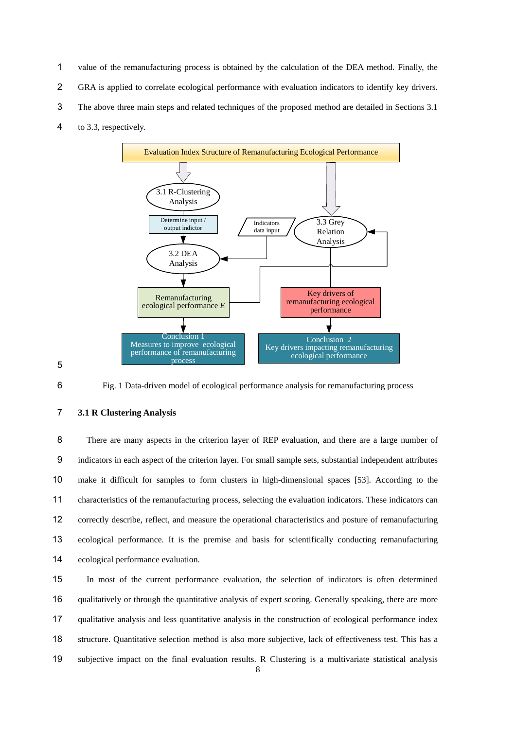value of the remanufacturing process is obtained by the calculation of the DEA method. Finally, the GRA is applied to correlate ecological performance with evaluation indicators to identify key drivers. The above three main steps and related techniques of the proposed method are detailed in Sections 3.1 to 3.3, respectively.

Fig. 1 Data-driven model of ecological performance analysis for remanufacturing process

### 3.1 R Clustering Analysis

There are many aspects in the criterion layer of REP evaluation, and there are a large number of indicators in each aspect of the criterion layer. For small sample sets, substantial independent attributes make it difficult for samples to form clusters in high-dimensional spaces [53]. According to the characteristics of the remanufacturing process, selecting the evaluation indicators. These indicators can correctly describe, reflect, and measure the operational characteristics and posture of remanufacturing ecological performance. It is the premise and basis for scientifically conducting remanufacturing ecological performance evaluation.

In most of the current performance evaluation, the selection of indicators is often determined qualitatively or through the quantitative analysis of expert scoring. Generally speaking, there are more qualitative analysis and less quantitative analysis in the construction of ecological performance index structure. Quantitative selection method is also more subjective, lack of effectiveness test. This has a subjective impact on the final evaluation results. R Clustering is a multivariate statistical analysis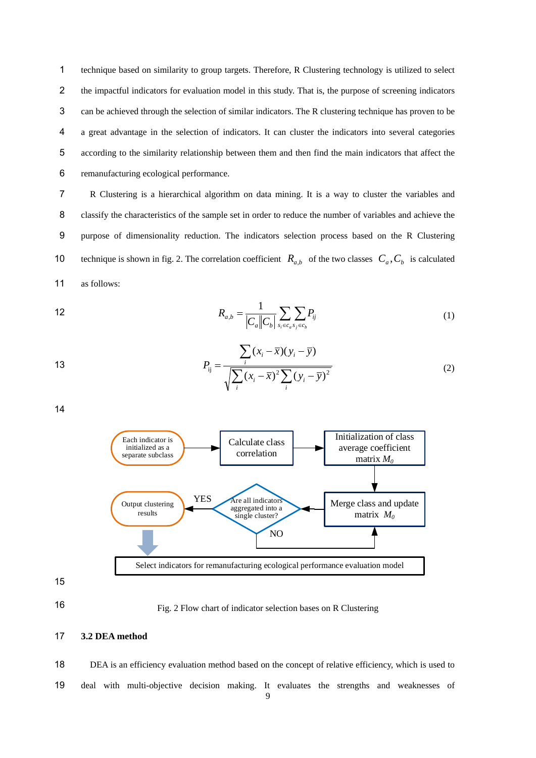technique based on similarity to group targets. Therefore, R Clustering technology is utilized to select the impactful indicators for evaluation model in this study. That is, the purpose of screening indicators can be achieved through the selection of similar indicators. The R clustering technique has proven to be a great advantage in the selection of indicators. It can cluster the indicators into several categories according to the similarity relationship between them and then find the main indicators that affect the remanufacturing ecological performance.

R Clustering is a hierarchical algorithm on data mining. It is a way to cluster the variables and classify the characteristics of the sample set in order to reduce the number of variables and achieve the purpose of dimensionality reduction. The indicators selection process based on the R Clustering technique is shown in fig. 2. The correlation coefficient $R_{a,b}$ of the two classes $C_a, C_b$ is calculated as follows:

$$R_{a,b} = \frac{1}{|C_a||C_b|} \sum_{s_i \in c_a} \sum_{s_j \in c_b} P_{ij} \tag{1}$$

$$P_{\text{ij}} = \frac{\sum_i (x_i - \bar{x})(y_i - \bar{y})}{\sqrt{\sum_i (x_i - \bar{x})^2 \sum_i (y_i - \bar{y})^2}} \tag{2}$$

Each indicator is initialized as a separate subclass → Calculate class correlation → Initialization of class average coefficient matrix $M_0$ → Merge class and update matrix $M_0$ → Are all indicators aggregated into a single cluster? (NO → Merge class and update matrix $M_0$; YES → Output clustering results) → Select indicators for remanufacturing ecological performance evaluation model

Fig. 2 Flow chart of indicator selection bases on R Clustering

### 3.2 DEA method

DEA is an efficiency evaluation method based on the concept of relative efficiency, which is used to deal with multi-objective decision making. It evaluates the strengths and weaknesses of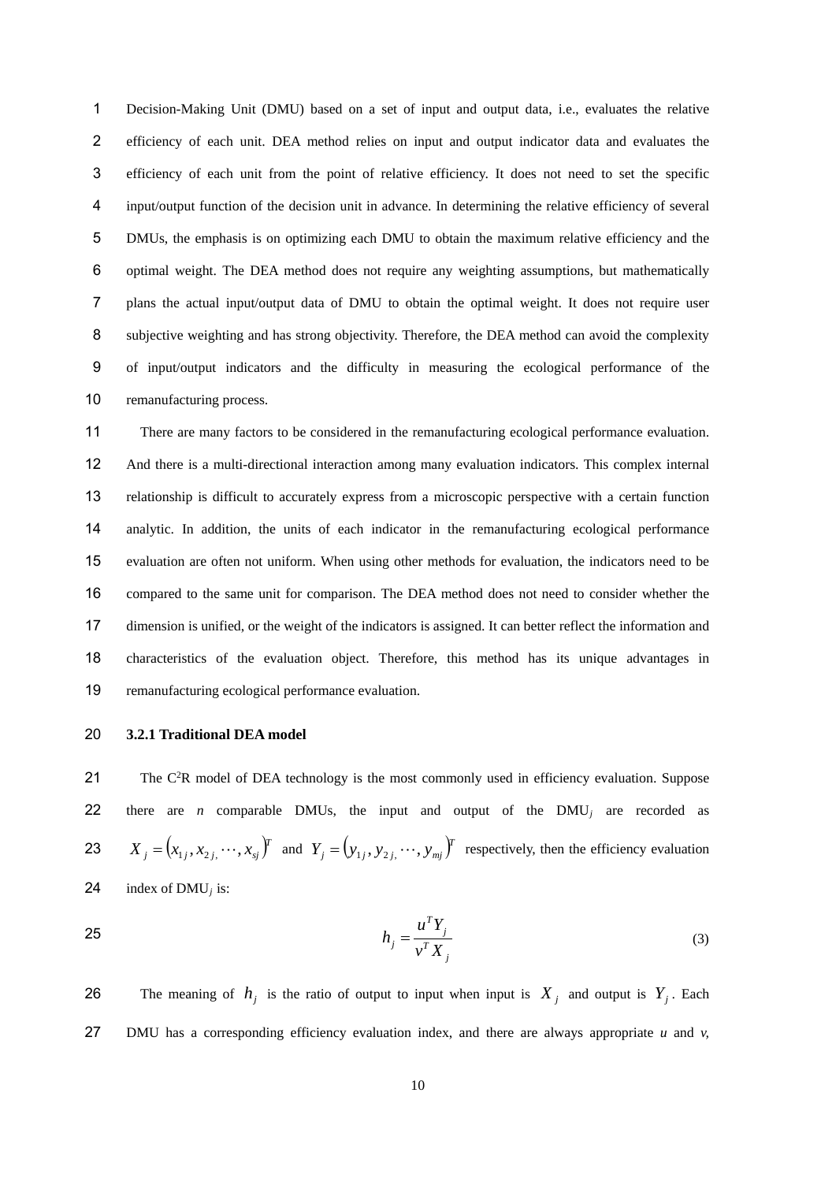Decision-Making Unit (DMU) based on a set of input and output data, i.e., evaluates the relative efficiency of each unit. DEA method relies on input and output indicator data and evaluates the efficiency of each unit from the point of relative efficiency. It does not need to set the specific input/output function of the decision unit in advance. In determining the relative efficiency of several DMUs, the emphasis is on optimizing each DMU to obtain the maximum relative efficiency and the optimal weight. The DEA method does not require any weighting assumptions, but mathematically plans the actual input/output data of DMU to obtain the optimal weight. It does not require user subjective weighting and has strong objectivity. Therefore, the DEA method can avoid the complexity of input/output indicators and the difficulty in measuring the ecological performance of the remanufacturing process.

There are many factors to be considered in the remanufacturing ecological performance evaluation. And there is a multi-directional interaction among many evaluation indicators. This complex internal relationship is difficult to accurately express from a microscopic perspective with a certain function analytic. In addition, the units of each indicator in the remanufacturing ecological performance evaluation are often not uniform. When using other methods for evaluation, the indicators need to be compared to the same unit for comparison. The DEA method does not need to consider whether the dimension is unified, or the weight of the indicators is assigned. It can better reflect the information and characteristics of the evaluation object. Therefore, this method has its unique advantages in remanufacturing ecological performance evaluation.

### 3.2.1 Traditional DEA model

The $C^2R$ model of DEA technology is the most commonly used in efficiency evaluation. Suppose there are $n$ comparable DMUs, the input and output of the $DMU_j$ are recorded as $X_j = (x_{1j}, x_{2j}, \cdots, x_{sj})^T$ and $Y_j = (y_{1j}, y_{2j}, \cdots, y_{mj})^T$ respectively, then the efficiency evaluation index of $DMU_j$ is:

$$h_j = \frac{u^T Y_j}{v^T X_j} \tag{3}$$

The meaning of $h_j$ is the ratio of output to input when input is $X_j$ and output is $Y_j$. Each DMU has a corresponding efficiency evaluation index, and there are always appropriate $u$ and $v$,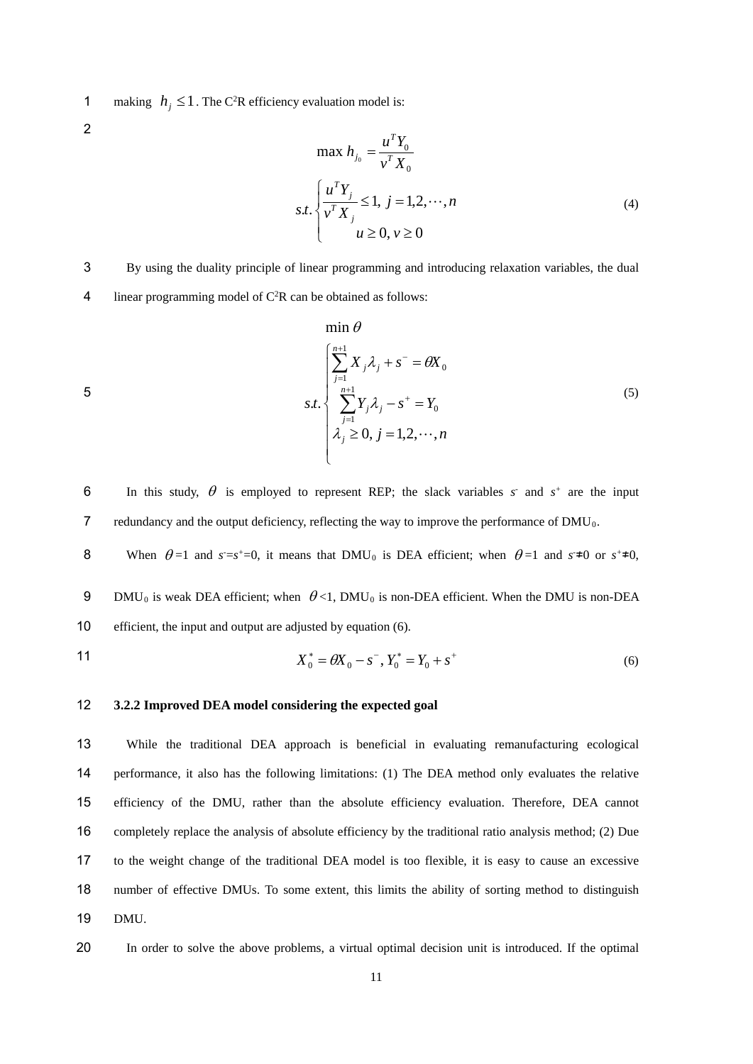making $h_j \leq 1$. The C[2]R efficiency evaluation model is:

$$
\max h_{j_0} = \frac{u^T Y_0}{v^T X_0}
$$

$$
s.t.\begin{cases} \dfrac{u^T Y_j}{v^T X_j} \leq 1, \ j = 1, 2, \cdots, n \\ u \geq 0, v \geq 0 \end{cases} \tag{4}
$$

By using the duality principle of linear programming and introducing relaxation variables, the dual linear programming model of C[2]R can be obtained as follows:

$$
\min \theta
$$

$$
s.t.\begin{cases} \sum_{j=1}^{n+1} X_j \lambda_j + s^- = \theta X_0 \\ \sum_{j=1}^{n+1} Y_j \lambda_j - s^+ = Y_0 \\ \lambda_j \geq 0, \ j = 1, 2, \cdots, n \end{cases} \tag{5}
$$

In this study, $\theta$ is employed to represent REP; the slack variables $s^-$ and $s^+$ are the input redundancy and the output deficiency, reflecting the way to improve the performance of $DMU_0$.

When $\theta$=1 and $s^-$=$s^+$=0, it means that $DMU_0$ is DEA efficient; when $\theta$=1 and $s^-$≠0 or $s^+$≠0, $DMU_0$ is weak DEA efficient; when $\theta$<1, $DMU_0$ is non-DEA efficient. When the DMU is non-DEA efficient, the input and output are adjusted by equation (6).

$$
X_0^* = \theta X_0 - s^-, Y_0^* = Y_0 + s^+ \tag{6}
$$

### 3.2.2 Improved DEA model considering the expected goal

While the traditional DEA approach is beneficial in evaluating remanufacturing ecological performance, it also has the following limitations: (1) The DEA method only evaluates the relative efficiency of the DMU, rather than the absolute efficiency evaluation. Therefore, DEA cannot completely replace the analysis of absolute efficiency by the traditional ratio analysis method; (2) Due to the weight change of the traditional DEA model is too flexible, it is easy to cause an excessive number of effective DMUs. To some extent, this limits the ability of sorting method to distinguish DMU.

In order to solve the above problems, a virtual optimal decision unit is introduced. If the optimal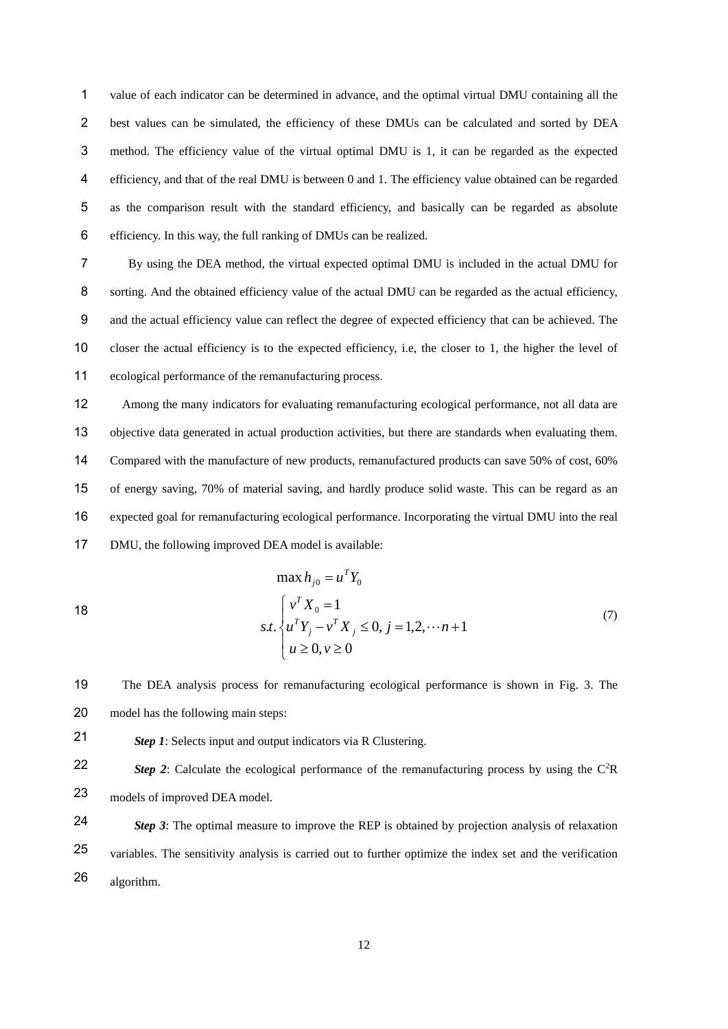value of each indicator can be determined in advance, and the optimal virtual DMU containing all the best values can be simulated, the efficiency of these DMUs can be calculated and sorted by DEA method. The efficiency value of the virtual optimal DMU is 1, it can be regarded as the expected efficiency, and that of the real DMU is between 0 and 1. The efficiency value obtained can be regarded as the comparison result with the standard efficiency, and basically can be regarded as absolute efficiency. In this way, the full ranking of DMUs can be realized.

By using the DEA method, the virtual expected optimal DMU is included in the actual DMU for sorting. And the obtained efficiency value of the actual DMU can be regarded as the actual efficiency, and the actual efficiency value can reflect the degree of expected efficiency that can be achieved. The closer the actual efficiency is to the expected efficiency, i.e, the closer to 1, the higher the level of ecological performance of the remanufacturing process.

Among the many indicators for evaluating remanufacturing ecological performance, not all data are objective data generated in actual production activities, but there are standards when evaluating them. Compared with the manufacture of new products, remanufactured products can save 50% of cost, 60% of energy saving, 70% of material saving, and hardly produce solid waste. This can be regard as an expected goal for remanufacturing ecological performance. Incorporating the virtual DMU into the real DMU, the following improved DEA model is available:

$$
\max h_{j0} = u^T Y_0
$$
$$
s.t. \begin{cases} v^T X_0 = 1 \\ u^T Y_j - v^T X_j \leq 0, \; j = 1,2,\cdots n+1 \\ u \geq 0, v \geq 0 \end{cases} \tag{7}
$$

The DEA analysis process for remanufacturing ecological performance is shown in Fig. 3. The model has the following main steps:

***Step 1***: Selects input and output indicators via R Clustering.

***Step 2***: Calculate the ecological performance of the remanufacturing process by using the $C^2R$ models of improved DEA model.

***Step 3***: The optimal measure to improve the REP is obtained by projection analysis of relaxation variables. The sensitivity analysis is carried out to further optimize the index set and the verification algorithm.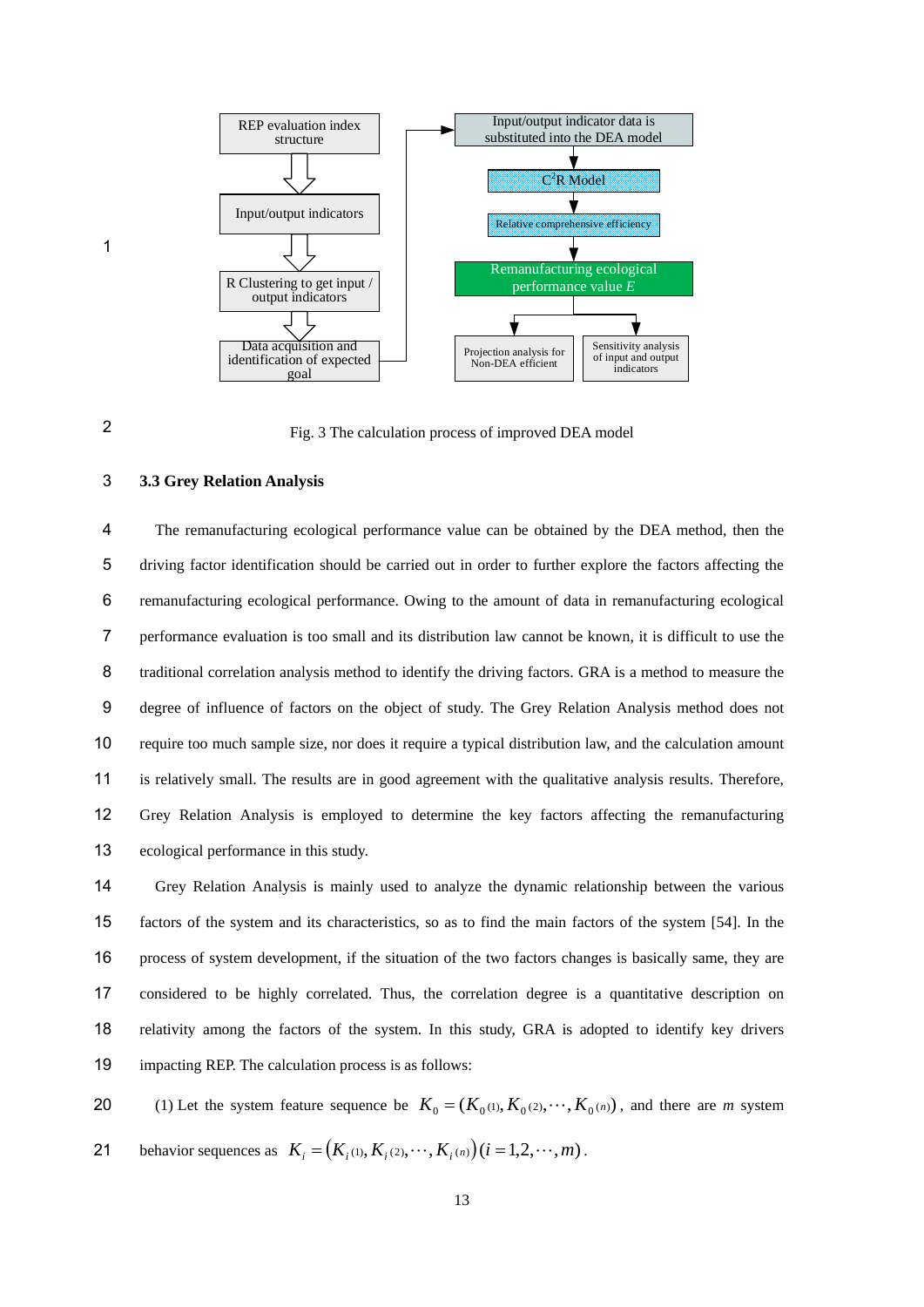Fig. 3 The calculation process of improved DEA model

### 3.3 Grey Relation Analysis

The remanufacturing ecological performance value can be obtained by the DEA method, then the driving factor identification should be carried out in order to further explore the factors affecting the remanufacturing ecological performance. Owing to the amount of data in remanufacturing ecological performance evaluation is too small and its distribution law cannot be known, it is difficult to use the traditional correlation analysis method to identify the driving factors. GRA is a method to measure the degree of influence of factors on the object of study. The Grey Relation Analysis method does not require too much sample size, nor does it require a typical distribution law, and the calculation amount is relatively small. The results are in good agreement with the qualitative analysis results. Therefore, Grey Relation Analysis is employed to determine the key factors affecting the remanufacturing ecological performance in this study.

Grey Relation Analysis is mainly used to analyze the dynamic relationship between the various factors of the system and its characteristics, so as to find the main factors of the system [54]. In the process of system development, if the situation of the two factors changes is basically same, they are considered to be highly correlated. Thus, the correlation degree is a quantitative description on relativity among the factors of the system. In this study, GRA is adopted to identify key drivers impacting REP. The calculation process is as follows:

(1) Let the system feature sequence be $K_0 = (K_{0(1)}, K_{0(2)}, \cdots, K_{0(n)})$, and there are $m$ system behavior sequences as $K_i = \left(K_{i(1)}, K_{i(2)}, \cdots, K_{i(n)}\right)(i = 1,2,\cdots,m)$.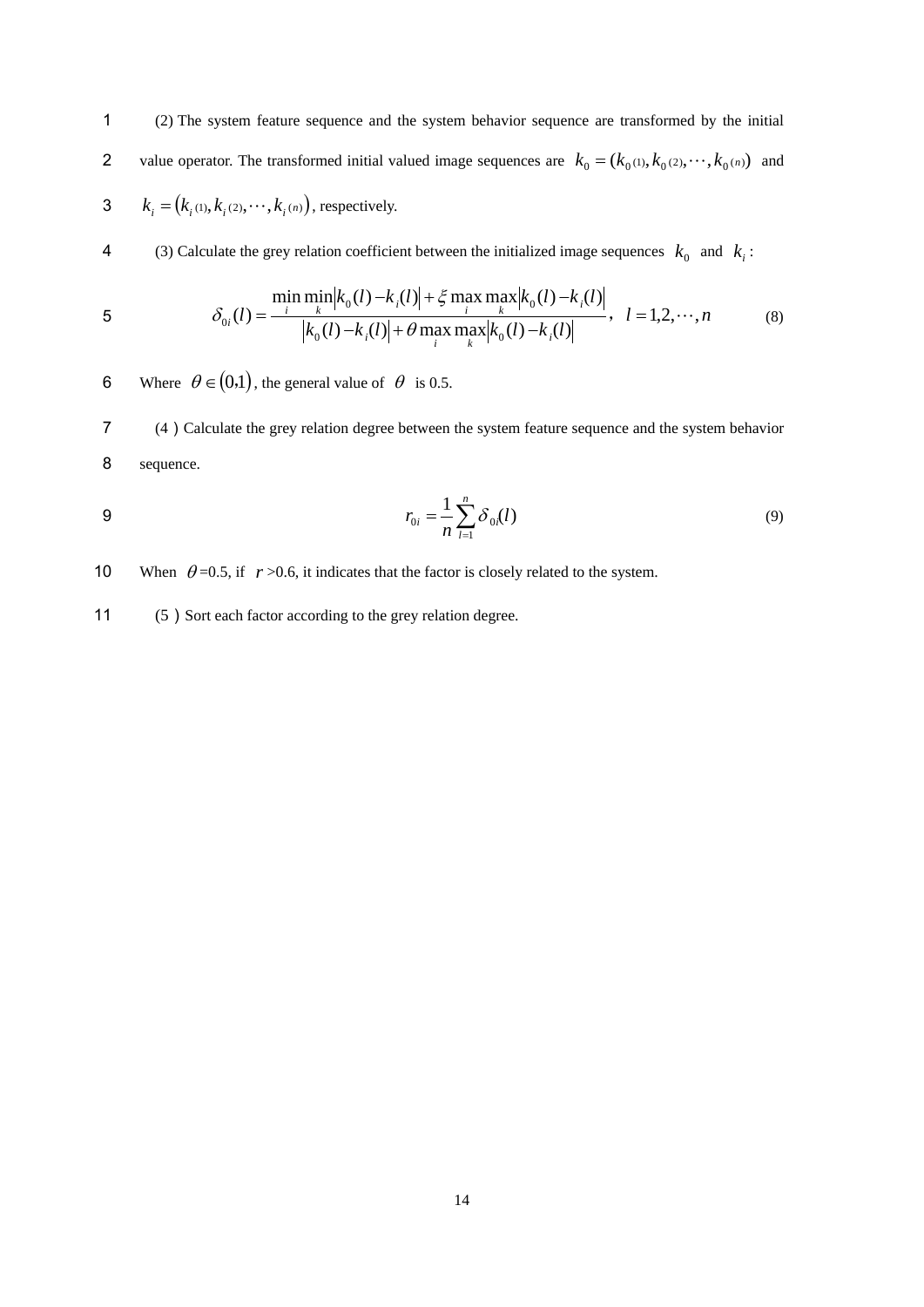(2) The system feature sequence and the system behavior sequence are transformed by the initial value operator. The transformed initial valued image sequences are $k_0 = (k_{0(1)}, k_{0(2)}, \cdots, k_{0(n)})$ and $k_i = \left(k_{i(1)}, k_{i(2)}, \cdots, k_{i(n)}\right)$, respectively.

(3) Calculate the grey relation coefficient between the initialized image sequences $k_0$ and $k_i$:

$$\delta_{0i}(l) = \frac{\min_i \min_k \left|k_0(l) - k_i(l)\right| + \xi \max_i \max_k \left|k_0(l) - k_i(l)\right|}{\left|k_0(l) - k_i(l)\right| + \theta \max_i \max_k \left|k_0(l) - k_i(l)\right|}, \quad l = 1, 2, \cdots, n \tag{8}$$

Where $\theta \in (0,1)$, the general value of $\theta$ is 0.5.

(4) Calculate the grey relation degree between the system feature sequence and the system behavior sequence.

$$r_{0i} = \frac{1}{n} \sum_{l=1}^{n} \delta_{0i}(l) \tag{9}$$

When $\theta$=0.5, if $r$ >0.6, it indicates that the factor is closely related to the system.

(5) Sort each factor according to the grey relation degree.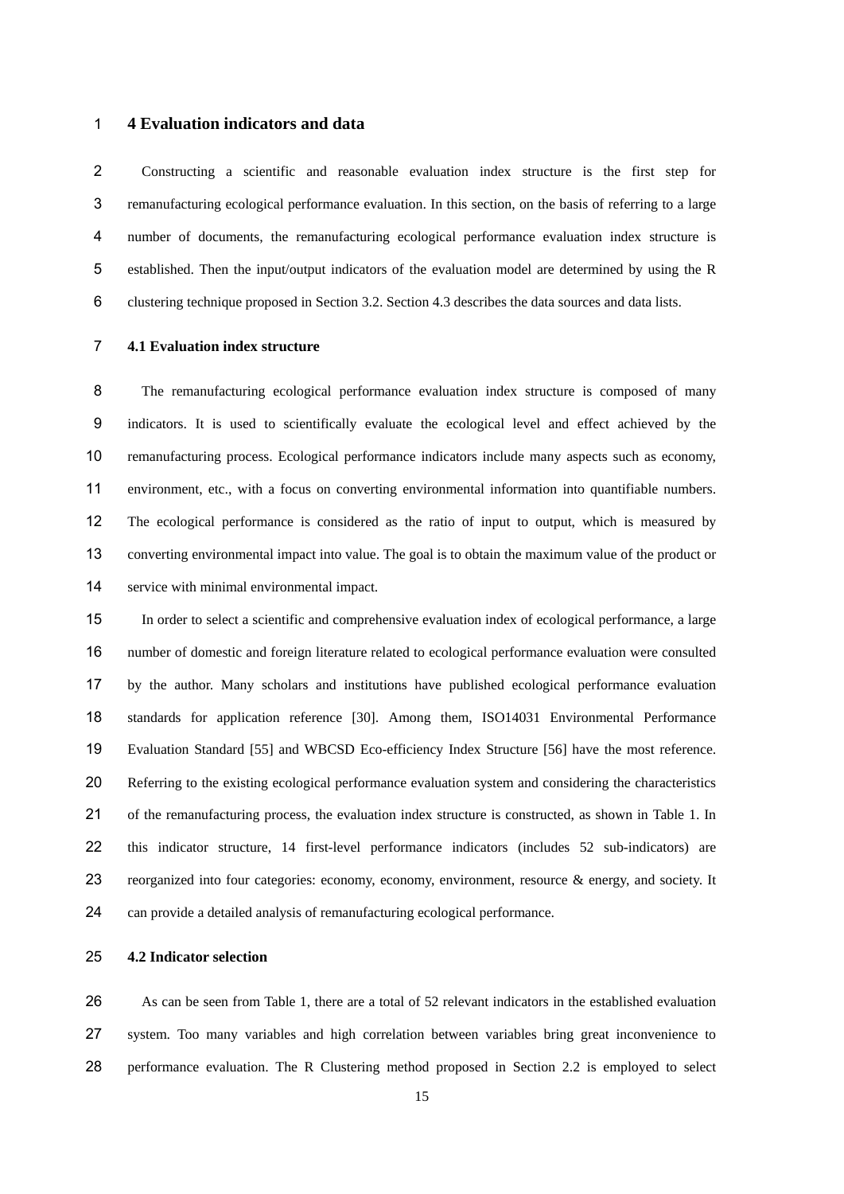## 4 Evaluation indicators and data

Constructing a scientific and reasonable evaluation index structure is the first step for remanufacturing ecological performance evaluation. In this section, on the basis of referring to a large number of documents, the remanufacturing ecological performance evaluation index structure is established. Then the input/output indicators of the evaluation model are determined by using the R clustering technique proposed in Section 3.2. Section 4.3 describes the data sources and data lists.

### 4.1 Evaluation index structure

The remanufacturing ecological performance evaluation index structure is composed of many indicators. It is used to scientifically evaluate the ecological level and effect achieved by the remanufacturing process. Ecological performance indicators include many aspects such as economy, environment, etc., with a focus on converting environmental information into quantifiable numbers. The ecological performance is considered as the ratio of input to output, which is measured by converting environmental impact into value. The goal is to obtain the maximum value of the product or service with minimal environmental impact.

In order to select a scientific and comprehensive evaluation index of ecological performance, a large number of domestic and foreign literature related to ecological performance evaluation were consulted by the author. Many scholars and institutions have published ecological performance evaluation standards for application reference [30]. Among them, ISO14031 Environmental Performance Evaluation Standard [55] and WBCSD Eco-efficiency Index Structure [56] have the most reference. Referring to the existing ecological performance evaluation system and considering the characteristics of the remanufacturing process, the evaluation index structure is constructed, as shown in Table 1. In this indicator structure, 14 first-level performance indicators (includes 52 sub-indicators) are reorganized into four categories: economy, economy, environment, resource & energy, and society. It can provide a detailed analysis of remanufacturing ecological performance.

### 4.2 Indicator selection

As can be seen from Table 1, there are a total of 52 relevant indicators in the established evaluation system. Too many variables and high correlation between variables bring great inconvenience to performance evaluation. The R Clustering method proposed in Section 2.2 is employed to select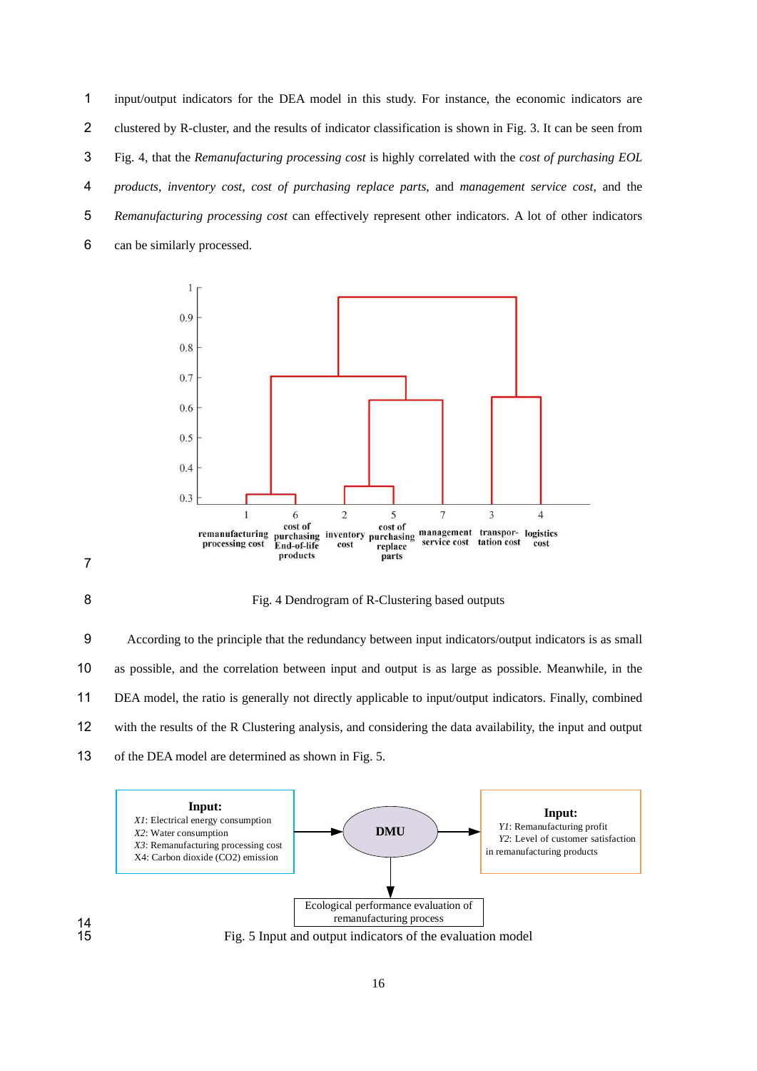input/output indicators for the DEA model in this study. For instance, the economic indicators are clustered by R-cluster, and the results of indicator classification is shown in Fig. 3. It can be seen from Fig. 4, that the *Remanufacturing processing cost* is highly correlated with the *cost of purchasing EOL products*, *inventory cost*, *cost of purchasing replace parts*, and *management service cost*, and the *Remanufacturing processing cost* can effectively represent other indicators. A lot of other indicators can be similarly processed.

Fig. 4 Dendrogram of R-Clustering based outputs

According to the principle that the redundancy between input indicators/output indicators is as small as possible, and the correlation between input and output is as large as possible. Meanwhile, in the DEA model, the ratio is generally not directly applicable to input/output indicators. Finally, combined with the results of the R Clustering analysis, and considering the data availability, the input and output of the DEA model are determined as shown in Fig. 5.

Fig. 5 Input and output indicators of the evaluation model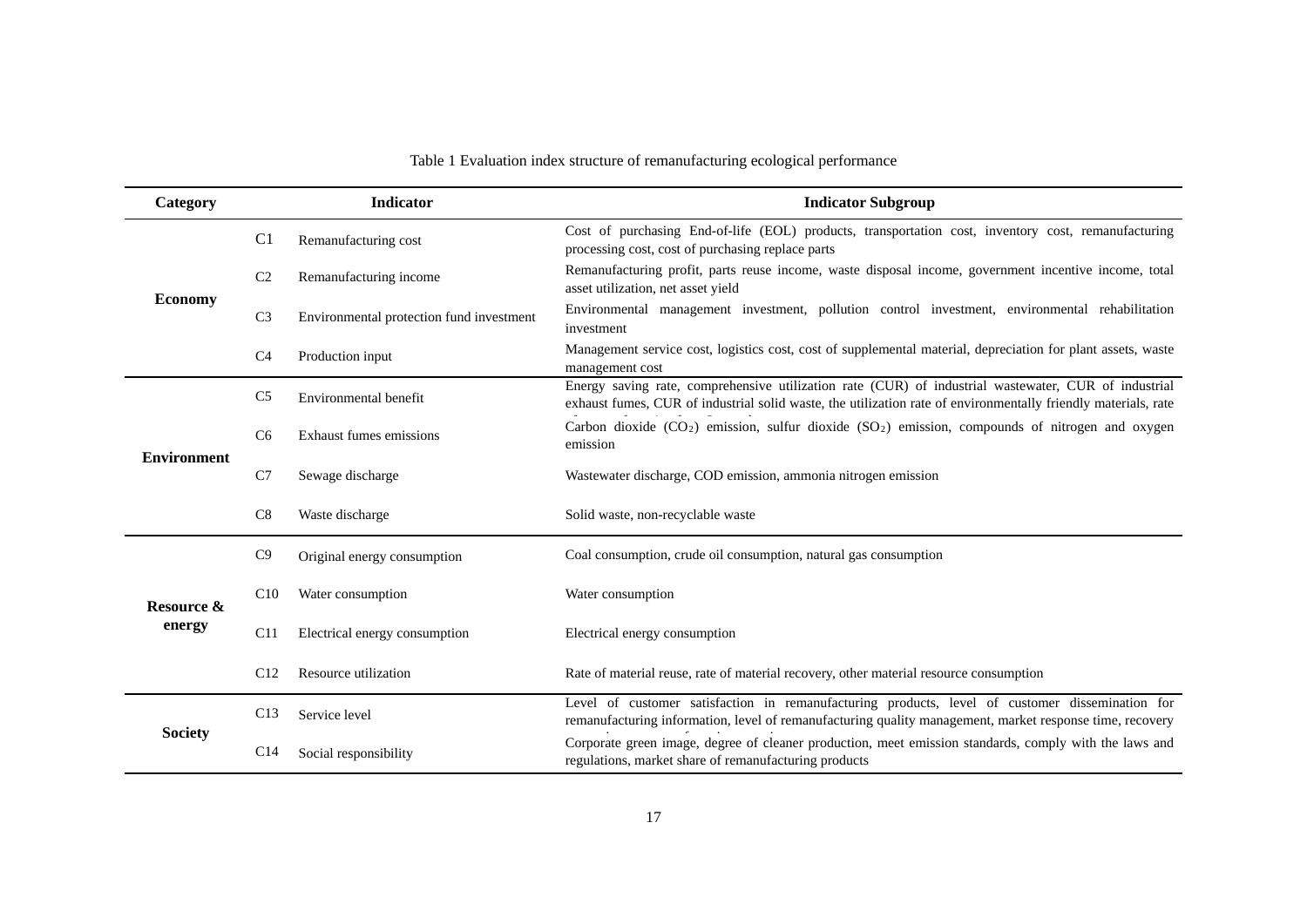Table 1 Evaluation index structure of remanufacturing ecological performance

| Category | | Indicator | Indicator Subgroup |
|---|---|---|---|
| **Economy** | C1 | Remanufacturing cost | Cost of purchasing End-of-life (EOL) products, transportation cost, inventory cost, remanufacturing processing cost, cost of purchasing replace parts |
| | C2 | Remanufacturing income | Remanufacturing profit, parts reuse income, waste disposal income, government incentive income, total asset utilization, net asset yield |
| | C3 | Environmental protection fund investment | Environmental management investment, pollution control investment, environmental rehabilitation investment |
| | C4 | Production input | Management service cost, logistics cost, cost of supplemental material, depreciation for plant assets, waste management cost |
| **Environment** | C5 | Environmental benefit | Energy saving rate, comprehensive utilization rate (CUR) of industrial wastewater, CUR of industrial exhaust fumes, CUR of industrial solid waste, the utilization rate of environmentally friendly materials, rate |
| | C6 | Exhaust fumes emissions | Carbon dioxide ($CO_2$) emission, sulfur dioxide ($SO_2$) emission, compounds of nitrogen and oxygen emission |
| | C7 | Sewage discharge | Wastewater discharge, COD emission, ammonia nitrogen emission |
| | C8 | Waste discharge | Solid waste, non-recyclable waste |
| **Resource & energy** | C9 | Original energy consumption | Coal consumption, crude oil consumption, natural gas consumption |
| | C10 | Water consumption | Water consumption |
| | C11 | Electrical energy consumption | Electrical energy consumption |
| | C12 | Resource utilization | Rate of material reuse, rate of material recovery, other material resource consumption |
| **Society** | C13 | Service level | Level of customer satisfaction in remanufacturing products, level of customer dissemination for remanufacturing information, level of remanufacturing quality management, market response time, recovery |
| | C14 | Social responsibility | Corporate green image, degree of cleaner production, meet emission standards, comply with the laws and regulations, market share of remanufacturing products |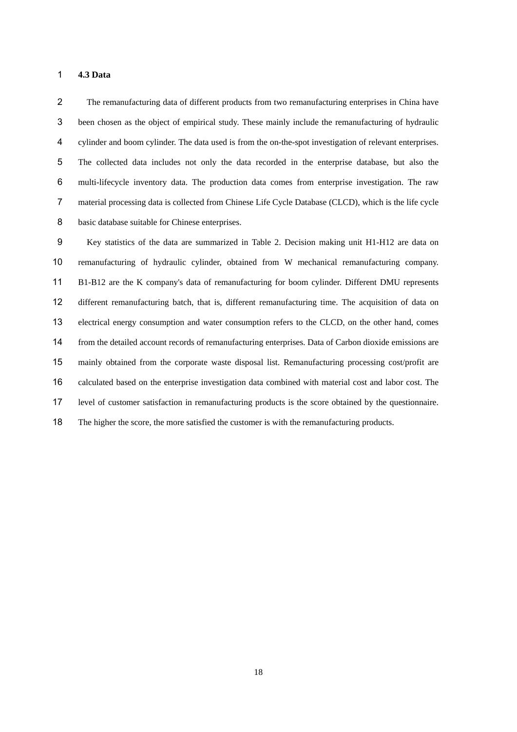### 4.3 Data

The remanufacturing data of different products from two remanufacturing enterprises in China have been chosen as the object of empirical study. These mainly include the remanufacturing of hydraulic cylinder and boom cylinder. The data used is from the on-the-spot investigation of relevant enterprises. The collected data includes not only the data recorded in the enterprise database, but also the multi-lifecycle inventory data. The production data comes from enterprise investigation. The raw material processing data is collected from Chinese Life Cycle Database (CLCD), which is the life cycle basic database suitable for Chinese enterprises.

Key statistics of the data are summarized in Table 2. Decision making unit H1-H12 are data on remanufacturing of hydraulic cylinder, obtained from W mechanical remanufacturing company. B1-B12 are the K company's data of remanufacturing for boom cylinder. Different DMU represents different remanufacturing batch, that is, different remanufacturing time. The acquisition of data on electrical energy consumption and water consumption refers to the CLCD, on the other hand, comes from the detailed account records of remanufacturing enterprises. Data of Carbon dioxide emissions are mainly obtained from the corporate waste disposal list. Remanufacturing processing cost/profit are calculated based on the enterprise investigation data combined with material cost and labor cost. The level of customer satisfaction in remanufacturing products is the score obtained by the questionnaire. The higher the score, the more satisfied the customer is with the remanufacturing products.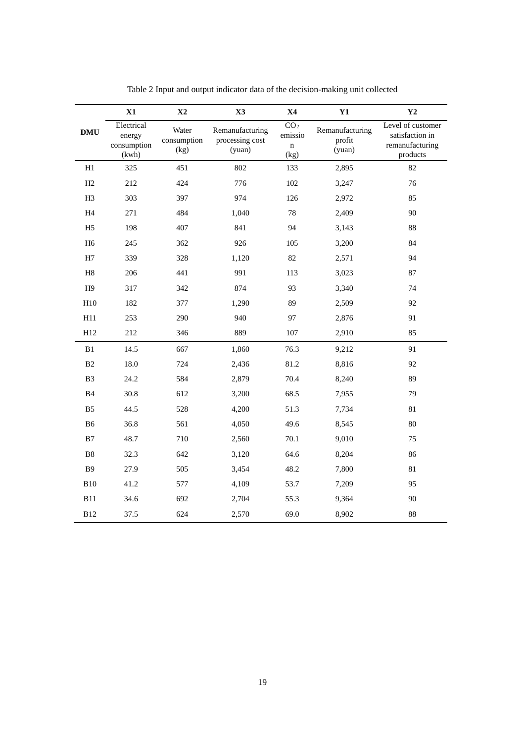Table 2 Input and output indicator data of the decision-making unit collected

| DMU | X1<br>Electrical energy consumption (kwh) | X2<br>Water consumption (kg) | X3<br>Remanufacturing processing cost (yuan) | X4<br>$CO_2$ emission (kg) | Y1<br>Remanufacturing profit (yuan) | Y2<br>Level of customer satisfaction in remanufacturing products |
|---|---|---|---|---|---|---|
| H1 | 325 | 451 | 802 | 133 | 2,895 | 82 |
| H2 | 212 | 424 | 776 | 102 | 3,247 | 76 |
| H3 | 303 | 397 | 974 | 126 | 2,972 | 85 |
| H4 | 271 | 484 | 1,040 | 78 | 2,409 | 90 |
| H5 | 198 | 407 | 841 | 94 | 3,143 | 88 |
| H6 | 245 | 362 | 926 | 105 | 3,200 | 84 |
| H7 | 339 | 328 | 1,120 | 82 | 2,571 | 94 |
| H8 | 206 | 441 | 991 | 113 | 3,023 | 87 |
| H9 | 317 | 342 | 874 | 93 | 3,340 | 74 |
| H10 | 182 | 377 | 1,290 | 89 | 2,509 | 92 |
| H11 | 253 | 290 | 940 | 97 | 2,876 | 91 |
| H12 | 212 | 346 | 889 | 107 | 2,910 | 85 |
| B1 | 14.5 | 667 | 1,860 | 76.3 | 9,212 | 91 |
| B2 | 18.0 | 724 | 2,436 | 81.2 | 8,816 | 92 |
| B3 | 24.2 | 584 | 2,879 | 70.4 | 8,240 | 89 |
| B4 | 30.8 | 612 | 3,200 | 68.5 | 7,955 | 79 |
| B5 | 44.5 | 528 | 4,200 | 51.3 | 7,734 | 81 |
| B6 | 36.8 | 561 | 4,050 | 49.6 | 8,545 | 80 |
| B7 | 48.7 | 710 | 2,560 | 70.1 | 9,010 | 75 |
| B8 | 32.3 | 642 | 3,120 | 64.6 | 8,204 | 86 |
| B9 | 27.9 | 505 | 3,454 | 48.2 | 7,800 | 81 |
| B10 | 41.2 | 577 | 4,109 | 53.7 | 7,209 | 95 |
| B11 | 34.6 | 692 | 2,704 | 55.3 | 9,364 | 90 |
| B12 | 37.5 | 624 | 2,570 | 69.0 | 8,902 | 88 |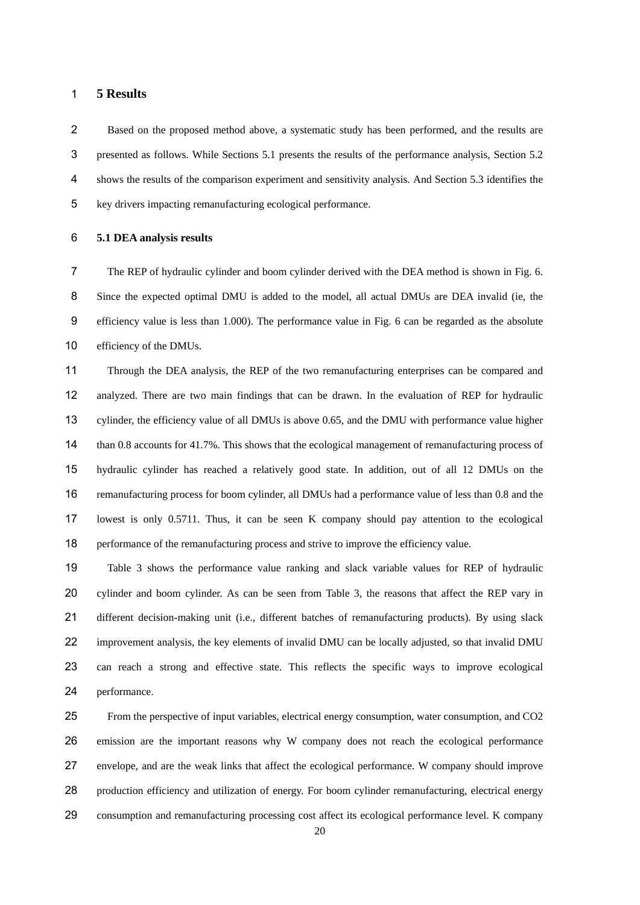## 5 Results

Based on the proposed method above, a systematic study has been performed, and the results are presented as follows. While Sections 5.1 presents the results of the performance analysis, Section 5.2 shows the results of the comparison experiment and sensitivity analysis. And Section 5.3 identifies the key drivers impacting remanufacturing ecological performance.

### 5.1 DEA analysis results

The REP of hydraulic cylinder and boom cylinder derived with the DEA method is shown in Fig. 6. Since the expected optimal DMU is added to the model, all actual DMUs are DEA invalid (ie, the efficiency value is less than 1.000). The performance value in Fig. 6 can be regarded as the absolute efficiency of the DMUs.

Through the DEA analysis, the REP of the two remanufacturing enterprises can be compared and analyzed. There are two main findings that can be drawn. In the evaluation of REP for hydraulic cylinder, the efficiency value of all DMUs is above 0.65, and the DMU with performance value higher than 0.8 accounts for 41.7%. This shows that the ecological management of remanufacturing process of hydraulic cylinder has reached a relatively good state. In addition, out of all 12 DMUs on the remanufacturing process for boom cylinder, all DMUs had a performance value of less than 0.8 and the lowest is only 0.5711. Thus, it can be seen K company should pay attention to the ecological performance of the remanufacturing process and strive to improve the efficiency value.

Table 3 shows the performance value ranking and slack variable values for REP of hydraulic cylinder and boom cylinder. As can be seen from Table 3, the reasons that affect the REP vary in different decision-making unit (i.e., different batches of remanufacturing products). By using slack improvement analysis, the key elements of invalid DMU can be locally adjusted, so that invalid DMU can reach a strong and effective state. This reflects the specific ways to improve ecological performance.

From the perspective of input variables, electrical energy consumption, water consumption, and $CO_2$ emission are the important reasons why W company does not reach the ecological performance envelope, and are the weak links that affect the ecological performance. W company should improve production efficiency and utilization of energy. For boom cylinder remanufacturing, electrical energy consumption and remanufacturing processing cost affect its ecological performance level. K company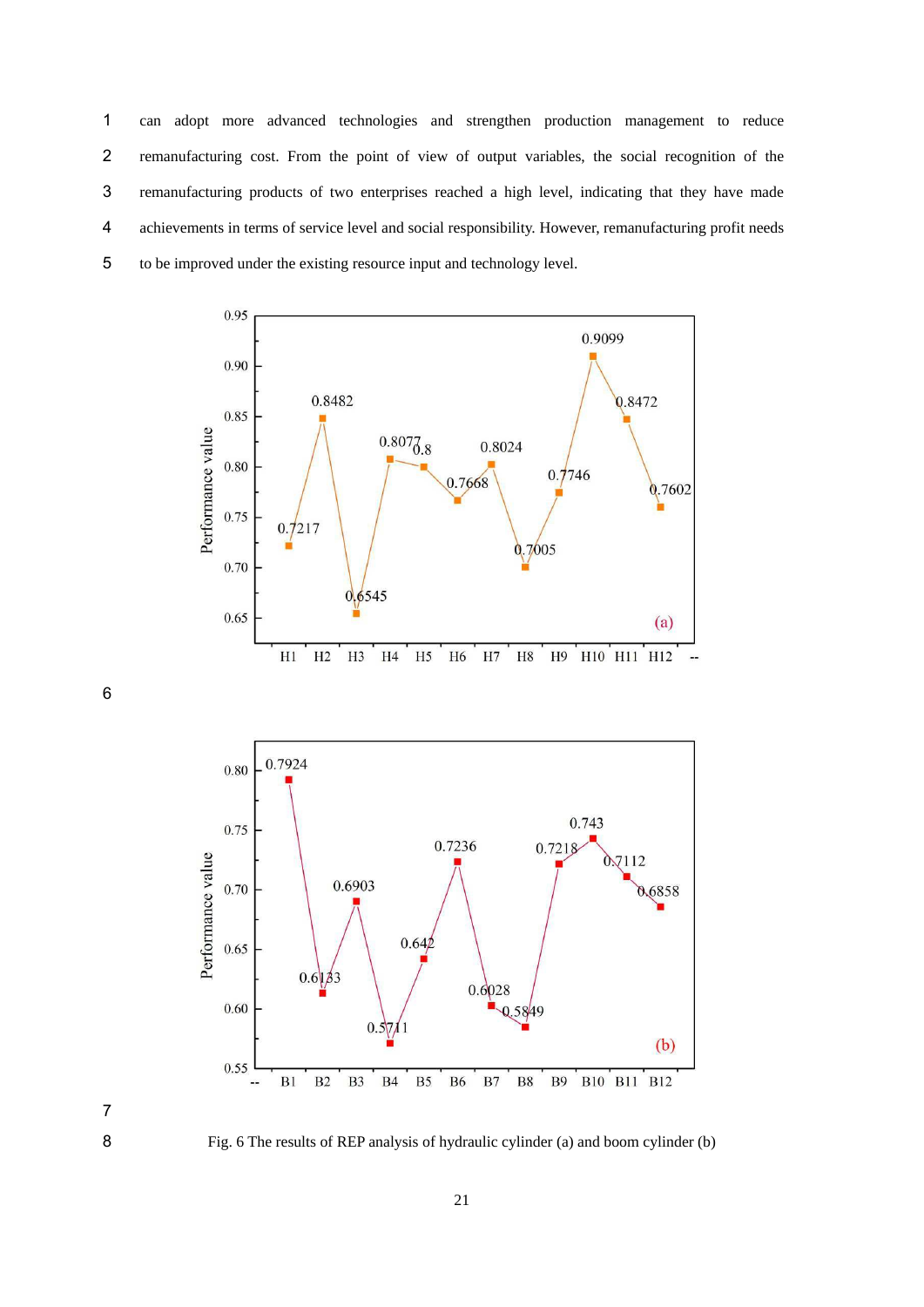can adopt more advanced technologies and strengthen production management to reduce remanufacturing cost. From the point of view of output variables, the social recognition of the remanufacturing products of two enterprises reached a high level, indicating that they have made achievements in terms of service level and social responsibility. However, remanufacturing profit needs to be improved under the existing resource input and technology level.

Fig. 6 The results of REP analysis of hydraulic cylinder (a) and boom cylinder (b)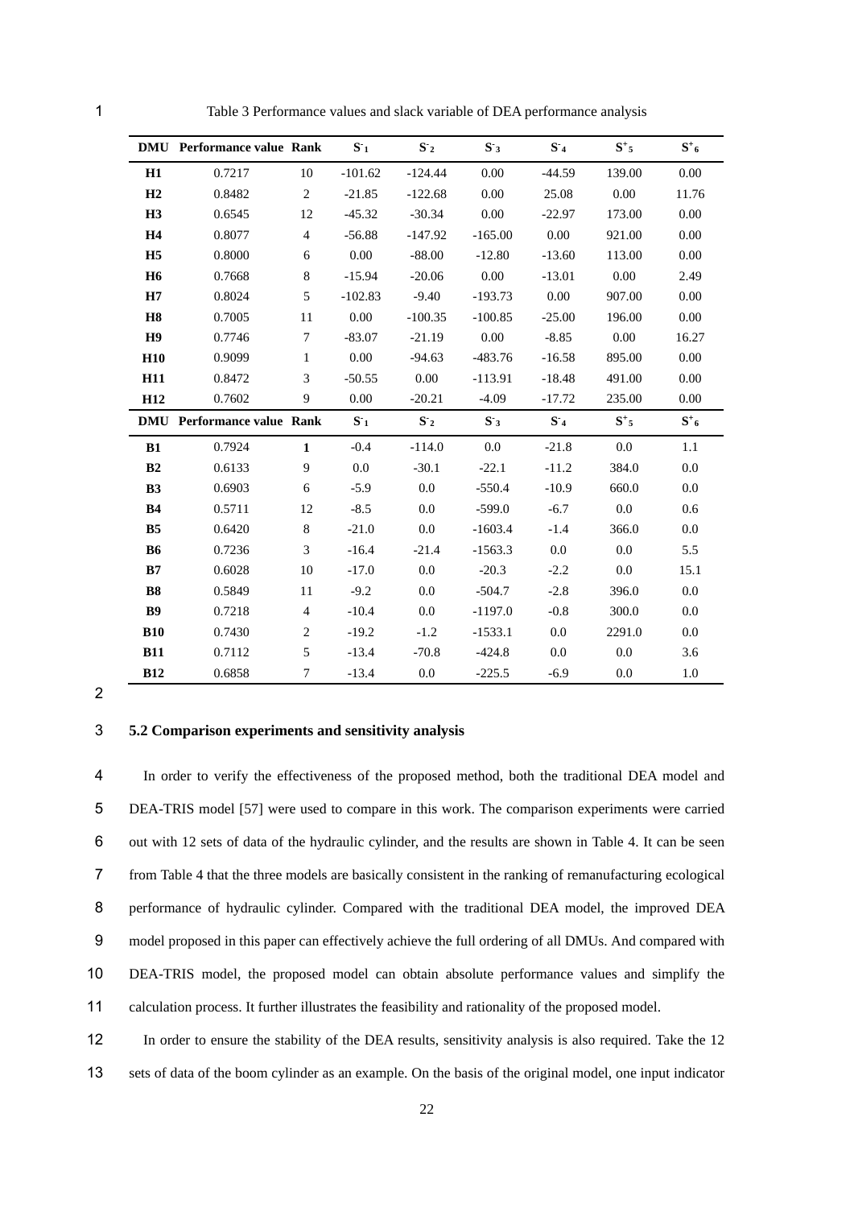Table 3 Performance values and slack variable of DEA performance analysis

| DMU | Performance value | Rank | $S^-_1$ | $S^-_2$ | $S^-_3$ | $S^-_4$ | $S^+_5$ | $S^+_6$ |
|---|---|---|---|---|---|---|---|---|
| **H1** | 0.7217 | 10 | -101.62 | -124.44 | 0.00 | -44.59 | 139.00 | 0.00 |
| **H2** | 0.8482 | 2 | -21.85 | -122.68 | 0.00 | 25.08 | 0.00 | 11.76 |
| **H3** | 0.6545 | 12 | -45.32 | -30.34 | 0.00 | -22.97 | 173.00 | 0.00 |
| **H4** | 0.8077 | 4 | -56.88 | -147.92 | -165.00 | 0.00 | 921.00 | 0.00 |
| **H5** | 0.8000 | 6 | 0.00 | -88.00 | -12.80 | -13.60 | 113.00 | 0.00 |
| **H6** | 0.7668 | 8 | -15.94 | -20.06 | 0.00 | -13.01 | 0.00 | 2.49 |
| **H7** | 0.8024 | 5 | -102.83 | -9.40 | -193.73 | 0.00 | 907.00 | 0.00 |
| **H8** | 0.7005 | 11 | 0.00 | -100.35 | -100.85 | -25.00 | 196.00 | 0.00 |
| **H9** | 0.7746 | 7 | -83.07 | -21.19 | 0.00 | -8.85 | 0.00 | 16.27 |
| **H10** | 0.9099 | 1 | 0.00 | -94.63 | -483.76 | -16.58 | 895.00 | 0.00 |
| **H11** | 0.8472 | 3 | -50.55 | 0.00 | -113.91 | -18.48 | 491.00 | 0.00 |
| **H12** | 0.7602 | 9 | 0.00 | -20.21 | -4.09 | -17.72 | 235.00 | 0.00 |
| **DMU** | **Performance value** | **Rank** | $S^-_1$ | $S^-_2$ | $S^-_3$ | $S^-_4$ | $S^+_5$ | $S^+_6$ |
| **B1** | 0.7924 | **1** | -0.4 | -114.0 | 0.0 | -21.8 | 0.0 | 1.1 |
| **B2** | 0.6133 | 9 | 0.0 | -30.1 | -22.1 | -11.2 | 384.0 | 0.0 |
| **B3** | 0.6903 | 6 | -5.9 | 0.0 | -550.4 | -10.9 | 660.0 | 0.0 |
| **B4** | 0.5711 | 12 | -8.5 | 0.0 | -599.0 | -6.7 | 0.0 | 0.6 |
| **B5** | 0.6420 | 8 | -21.0 | 0.0 | -1603.4 | -1.4 | 366.0 | 0.0 |
| **B6** | 0.7236 | 3 | -16.4 | -21.4 | -1563.3 | 0.0 | 0.0 | 5.5 |
| **B7** | 0.6028 | 10 | -17.0 | 0.0 | -20.3 | -2.2 | 0.0 | 15.1 |
| **B8** | 0.5849 | 11 | -9.2 | 0.0 | -504.7 | -2.8 | 396.0 | 0.0 |
| **B9** | 0.7218 | 4 | -10.4 | 0.0 | -1197.0 | -0.8 | 300.0 | 0.0 |
| **B10** | 0.7430 | 2 | -19.2 | -1.2 | -1533.1 | 0.0 | 2291.0 | 0.0 |
| **B11** | 0.7112 | 5 | -13.4 | -70.8 | -424.8 | 0.0 | 0.0 | 3.6 |
| **B12** | 0.6858 | 7 | -13.4 | 0.0 | -225.5 | -6.9 | 0.0 | 1.0 |

### 5.2 Comparison experiments and sensitivity analysis

In order to verify the effectiveness of the proposed method, both the traditional DEA model and DEA-TRIS model [57] were used to compare in this work. The comparison experiments were carried out with 12 sets of data of the hydraulic cylinder, and the results are shown in Table 4. It can be seen from Table 4 that the three models are basically consistent in the ranking of remanufacturing ecological performance of hydraulic cylinder. Compared with the traditional DEA model, the improved DEA model proposed in this paper can effectively achieve the full ordering of all DMUs. And compared with DEA-TRIS model, the proposed model can obtain absolute performance values and simplify the calculation process. It further illustrates the feasibility and rationality of the proposed model.

In order to ensure the stability of the DEA results, sensitivity analysis is also required. Take the 12 sets of data of the boom cylinder as an example. On the basis of the original model, one input indicator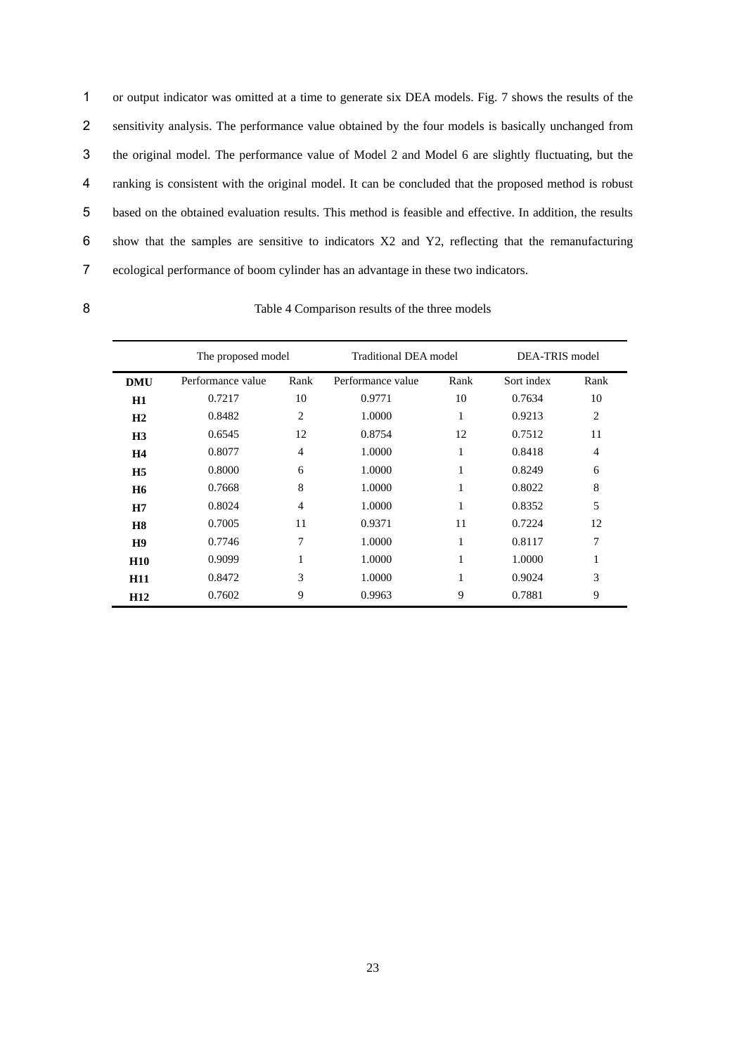or output indicator was omitted at a time to generate six DEA models. Fig. 7 shows the results of the sensitivity analysis. The performance value obtained by the four models is basically unchanged from the original model. The performance value of Model 2 and Model 6 are slightly fluctuating, but the ranking is consistent with the original model. It can be concluded that the proposed method is robust based on the obtained evaluation results. This method is feasible and effective. In addition, the results show that the samples are sensitive to indicators X2 and Y2, reflecting that the remanufacturing ecological performance of boom cylinder has an advantage in these two indicators.

Table 4 Comparison results of the three models

| | The proposed model | | Traditional DEA model | | DEA-TRIS model | |
|---|---|---|---|---|---|---|
| **DMU** | Performance value | Rank | Performance value | Rank | Sort index | Rank |
| **H1** | 0.7217 | 10 | 0.9771 | 10 | 0.7634 | 10 |
| **H2** | 0.8482 | 2 | 1.0000 | 1 | 0.9213 | 2 |
| **H3** | 0.6545 | 12 | 0.8754 | 12 | 0.7512 | 11 |
| **H4** | 0.8077 | 4 | 1.0000 | 1 | 0.8418 | 4 |
| **H5** | 0.8000 | 6 | 1.0000 | 1 | 0.8249 | 6 |
| **H6** | 0.7668 | 8 | 1.0000 | 1 | 0.8022 | 8 |
| **H7** | 0.8024 | 4 | 1.0000 | 1 | 0.8352 | 5 |
| **H8** | 0.7005 | 11 | 0.9371 | 11 | 0.7224 | 12 |
| **H9** | 0.7746 | 7 | 1.0000 | 1 | 0.8117 | 7 |
| **H10** | 0.9099 | 1 | 1.0000 | 1 | 1.0000 | 1 |
| **H11** | 0.8472 | 3 | 1.0000 | 1 | 0.9024 | 3 |
| **H12** | 0.7602 | 9 | 0.9963 | 9 | 0.7881 | 9 |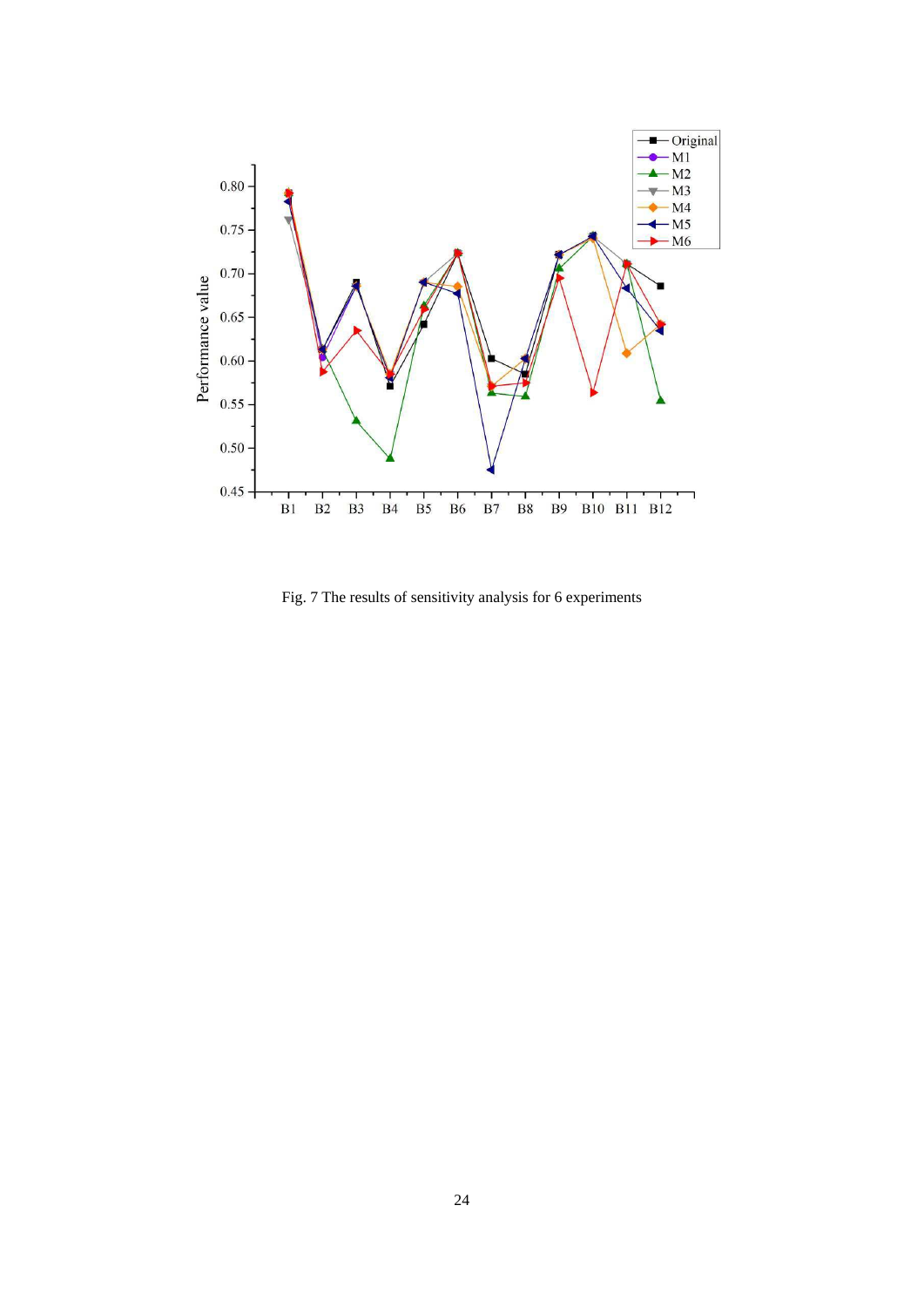Fig. 7 The results of sensitivity analysis for 6 experiments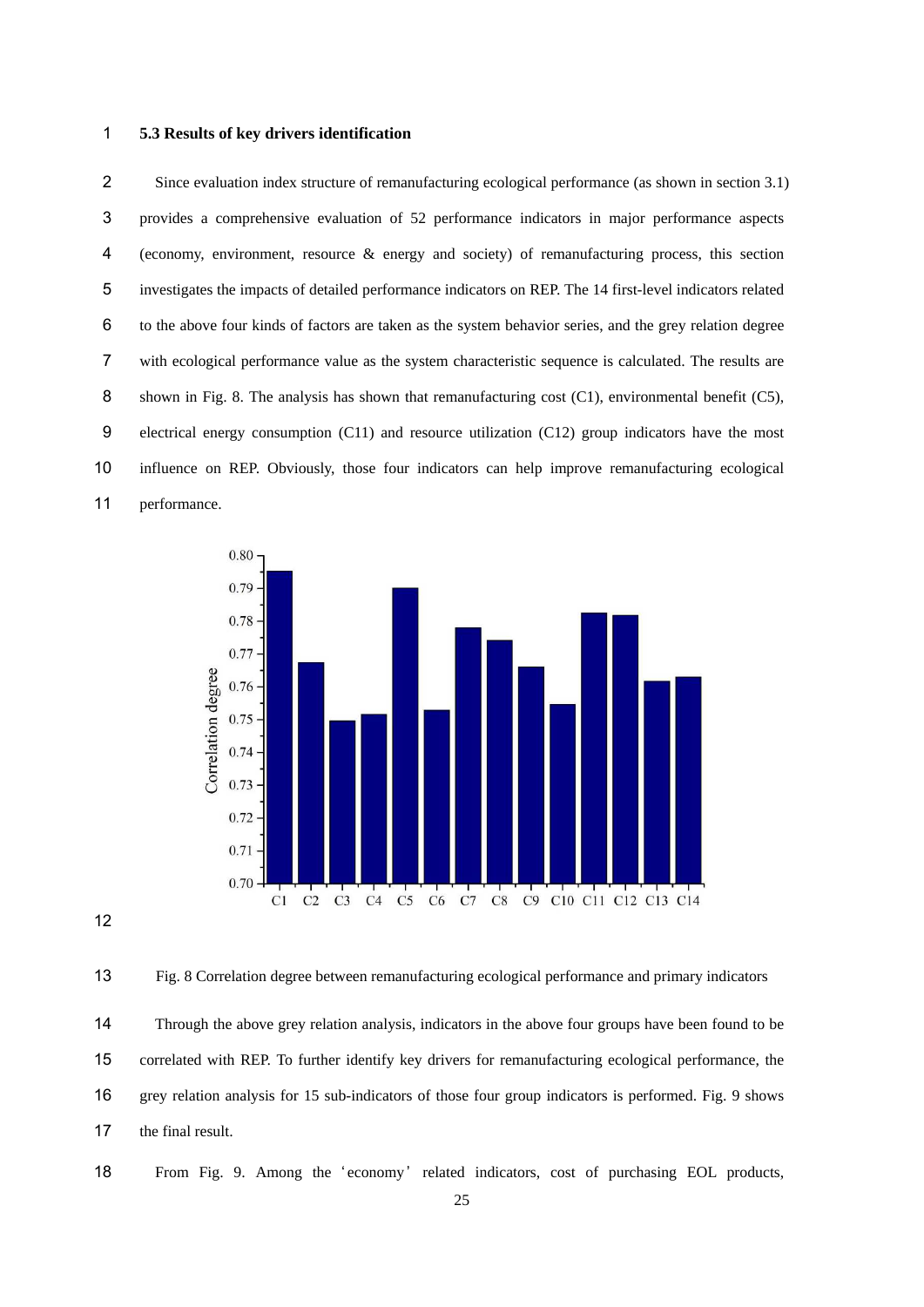### 5.3 Results of key drivers identification

Since evaluation index structure of remanufacturing ecological performance (as shown in section 3.1) provides a comprehensive evaluation of 52 performance indicators in major performance aspects (economy, environment, resource & energy and society) of remanufacturing process, this section investigates the impacts of detailed performance indicators on REP. The 14 first-level indicators related to the above four kinds of factors are taken as the system behavior series, and the grey relation degree with ecological performance value as the system characteristic sequence is calculated. The results are shown in Fig. 8. The analysis has shown that remanufacturing cost (C1), environmental benefit (C5), electrical energy consumption (C11) and resource utilization (C12) group indicators have the most influence on REP. Obviously, those four indicators can help improve remanufacturing ecological performance.

Fig. 8 Correlation degree between remanufacturing ecological performance and primary indicators

Through the above grey relation analysis, indicators in the above four groups have been found to be correlated with REP. To further identify key drivers for remanufacturing ecological performance, the grey relation analysis for 15 sub-indicators of those four group indicators is performed. Fig. 9 shows the final result.

From Fig. 9. Among the 'economy' related indicators, cost of purchasing EOL products,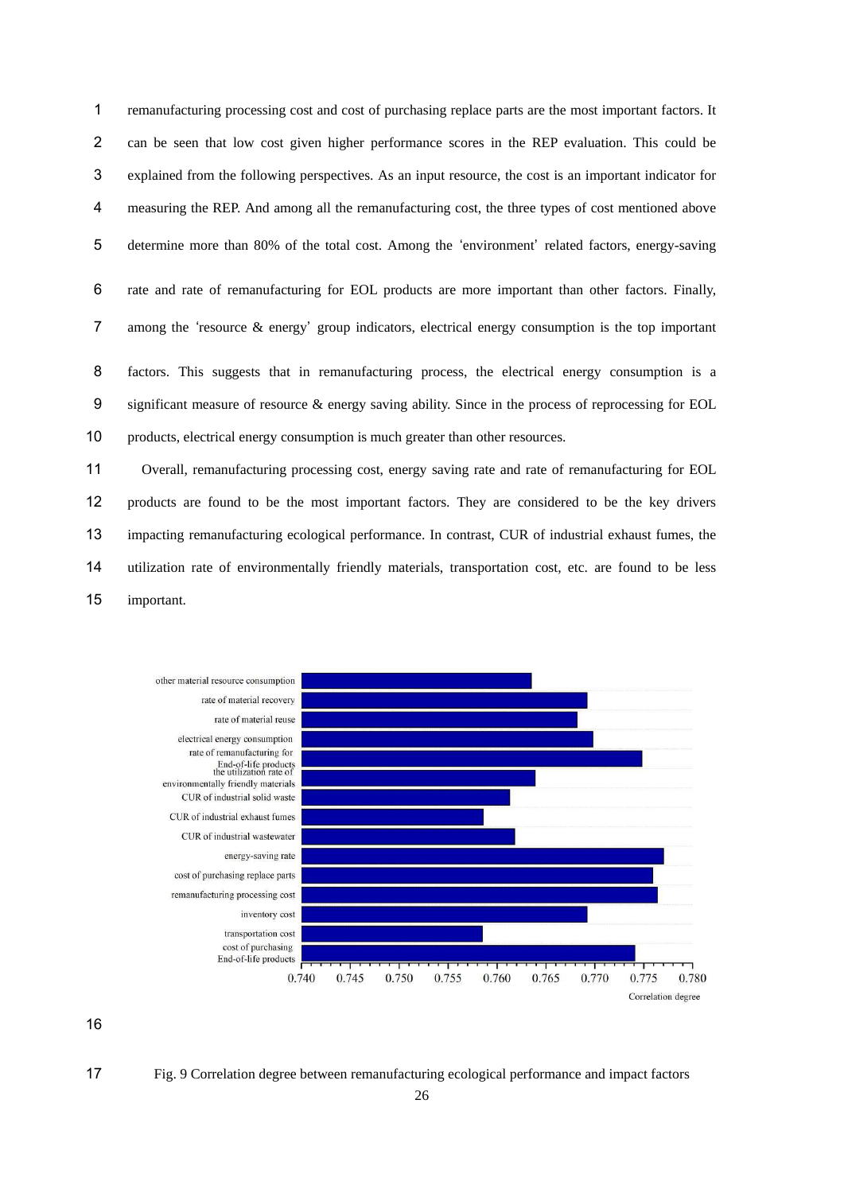remanufacturing processing cost and cost of purchasing replace parts are the most important factors. It can be seen that low cost given higher performance scores in the REP evaluation. This could be explained from the following perspectives. As an input resource, the cost is an important indicator for measuring the REP. And among all the remanufacturing cost, the three types of cost mentioned above determine more than 80% of the total cost. Among the 'environment' related factors, energy-saving rate and rate of remanufacturing for EOL products are more important than other factors. Finally, among the 'resource & energy' group indicators, electrical energy consumption is the top important factors. This suggests that in remanufacturing process, the electrical energy consumption is a significant measure of resource & energy saving ability. Since in the process of reprocessing for EOL products, electrical energy consumption is much greater than other resources.

Overall, remanufacturing processing cost, energy saving rate and rate of remanufacturing for EOL products are found to be the most important factors. They are considered to be the key drivers impacting remanufacturing ecological performance. In contrast, CUR of industrial exhaust fumes, the utilization rate of environmentally friendly materials, transportation cost, etc. are found to be less important.

Fig. 9 Correlation degree between remanufacturing ecological performance and impact factors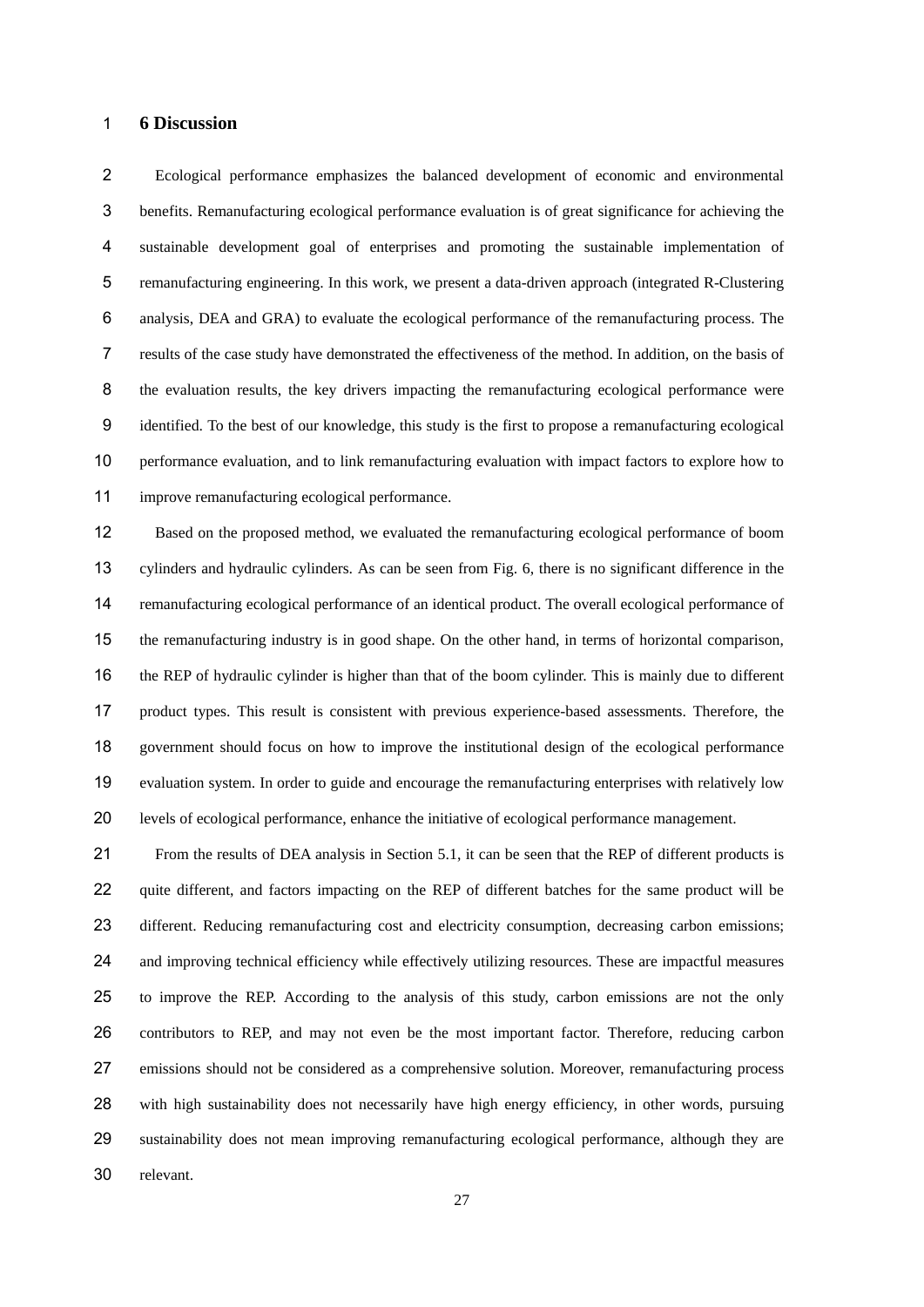## 6 Discussion

Ecological performance emphasizes the balanced development of economic and environmental benefits. Remanufacturing ecological performance evaluation is of great significance for achieving the sustainable development goal of enterprises and promoting the sustainable implementation of remanufacturing engineering. In this work, we present a data-driven approach (integrated R-Clustering analysis, DEA and GRA) to evaluate the ecological performance of the remanufacturing process. The results of the case study have demonstrated the effectiveness of the method. In addition, on the basis of the evaluation results, the key drivers impacting the remanufacturing ecological performance were identified. To the best of our knowledge, this study is the first to propose a remanufacturing ecological performance evaluation, and to link remanufacturing evaluation with impact factors to explore how to improve remanufacturing ecological performance.

Based on the proposed method, we evaluated the remanufacturing ecological performance of boom cylinders and hydraulic cylinders. As can be seen from Fig. 6, there is no significant difference in the remanufacturing ecological performance of an identical product. The overall ecological performance of the remanufacturing industry is in good shape. On the other hand, in terms of horizontal comparison, the REP of hydraulic cylinder is higher than that of the boom cylinder. This is mainly due to different product types. This result is consistent with previous experience-based assessments. Therefore, the government should focus on how to improve the institutional design of the ecological performance evaluation system. In order to guide and encourage the remanufacturing enterprises with relatively low levels of ecological performance, enhance the initiative of ecological performance management.

From the results of DEA analysis in Section 5.1, it can be seen that the REP of different products is quite different, and factors impacting on the REP of different batches for the same product will be different. Reducing remanufacturing cost and electricity consumption, decreasing carbon emissions; and improving technical efficiency while effectively utilizing resources. These are impactful measures to improve the REP. According to the analysis of this study, carbon emissions are not the only contributors to REP, and may not even be the most important factor. Therefore, reducing carbon emissions should not be considered as a comprehensive solution. Moreover, remanufacturing process with high sustainability does not necessarily have high energy efficiency, in other words, pursuing sustainability does not mean improving remanufacturing ecological performance, although they are relevant.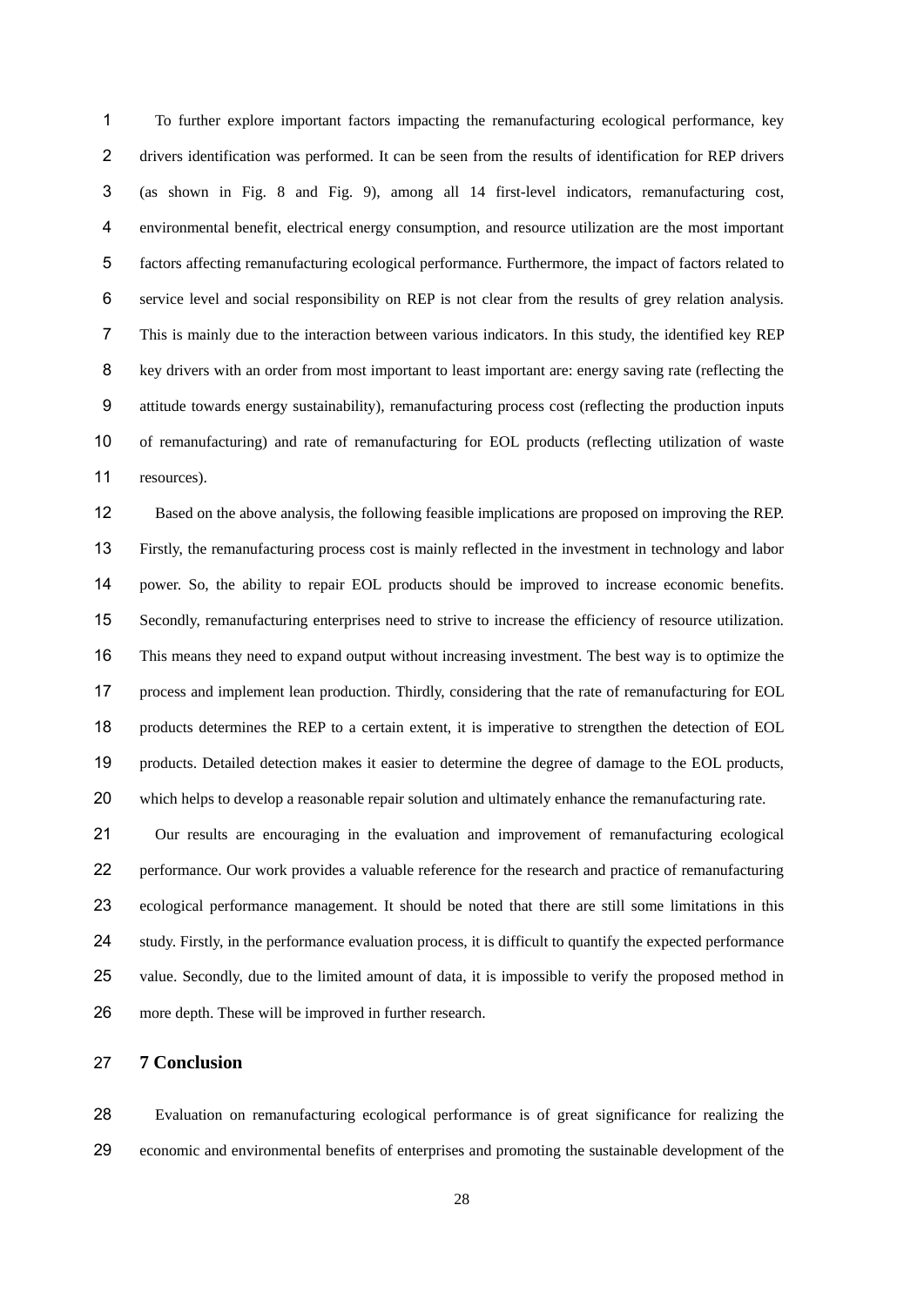To further explore important factors impacting the remanufacturing ecological performance, key drivers identification was performed. It can be seen from the results of identification for REP drivers (as shown in Fig. 8 and Fig. 9), among all 14 first-level indicators, remanufacturing cost, environmental benefit, electrical energy consumption, and resource utilization are the most important factors affecting remanufacturing ecological performance. Furthermore, the impact of factors related to service level and social responsibility on REP is not clear from the results of grey relation analysis. This is mainly due to the interaction between various indicators. In this study, the identified key REP key drivers with an order from most important to least important are: energy saving rate (reflecting the attitude towards energy sustainability), remanufacturing process cost (reflecting the production inputs of remanufacturing) and rate of remanufacturing for EOL products (reflecting utilization of waste resources).

Based on the above analysis, the following feasible implications are proposed on improving the REP. Firstly, the remanufacturing process cost is mainly reflected in the investment in technology and labor power. So, the ability to repair EOL products should be improved to increase economic benefits. Secondly, remanufacturing enterprises need to strive to increase the efficiency of resource utilization. This means they need to expand output without increasing investment. The best way is to optimize the process and implement lean production. Thirdly, considering that the rate of remanufacturing for EOL products determines the REP to a certain extent, it is imperative to strengthen the detection of EOL products. Detailed detection makes it easier to determine the degree of damage to the EOL products, which helps to develop a reasonable repair solution and ultimately enhance the remanufacturing rate.

Our results are encouraging in the evaluation and improvement of remanufacturing ecological performance. Our work provides a valuable reference for the research and practice of remanufacturing ecological performance management. It should be noted that there are still some limitations in this study. Firstly, in the performance evaluation process, it is difficult to quantify the expected performance value. Secondly, due to the limited amount of data, it is impossible to verify the proposed method in more depth. These will be improved in further research.

## 7 Conclusion

Evaluation on remanufacturing ecological performance is of great significance for realizing the economic and environmental benefits of enterprises and promoting the sustainable development of the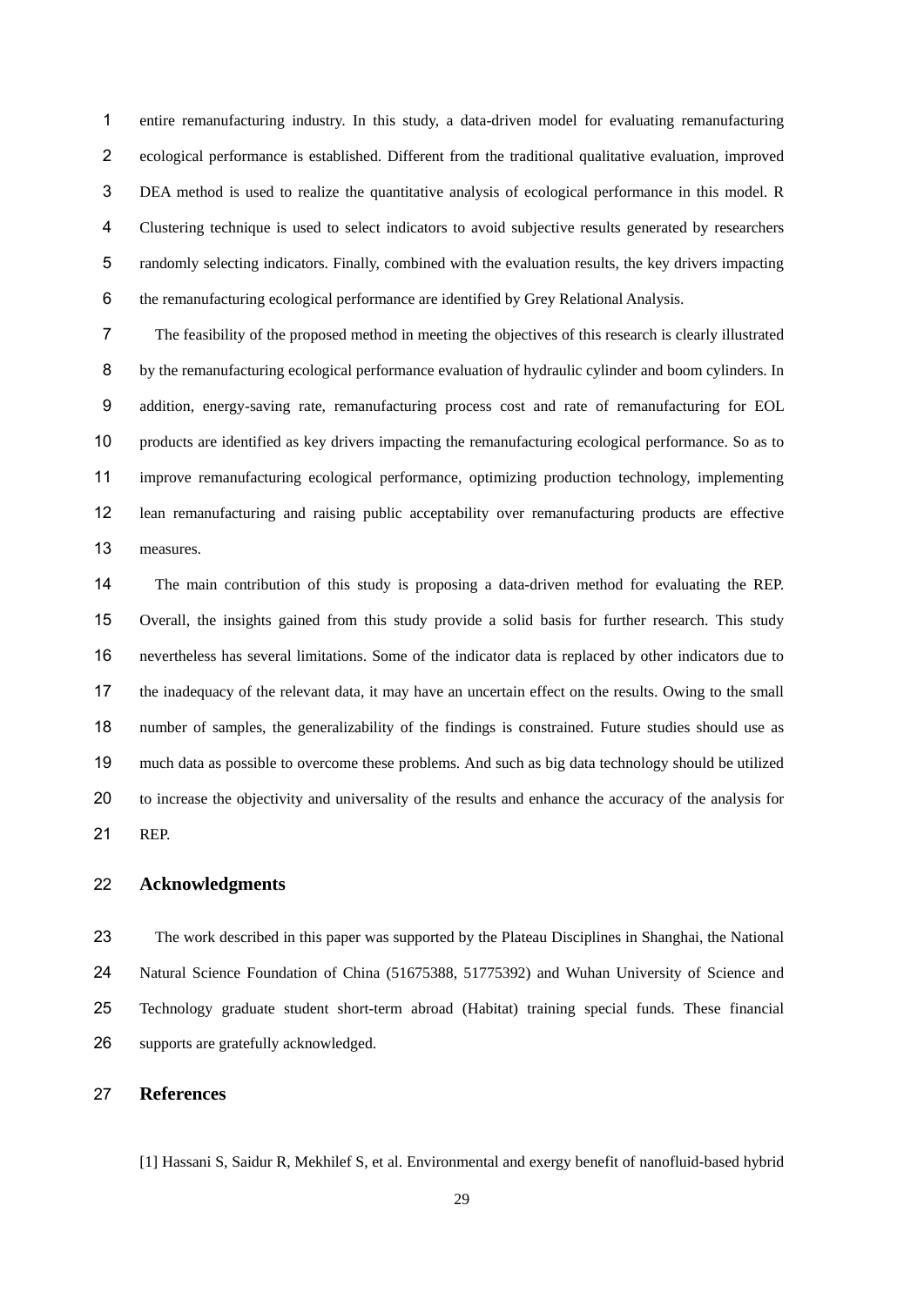entire remanufacturing industry. In this study, a data-driven model for evaluating remanufacturing ecological performance is established. Different from the traditional qualitative evaluation, improved DEA method is used to realize the quantitative analysis of ecological performance in this model. R Clustering technique is used to select indicators to avoid subjective results generated by researchers randomly selecting indicators. Finally, combined with the evaluation results, the key drivers impacting the remanufacturing ecological performance are identified by Grey Relational Analysis.

The feasibility of the proposed method in meeting the objectives of this research is clearly illustrated by the remanufacturing ecological performance evaluation of hydraulic cylinder and boom cylinders. In addition, energy-saving rate, remanufacturing process cost and rate of remanufacturing for EOL products are identified as key drivers impacting the remanufacturing ecological performance. So as to improve remanufacturing ecological performance, optimizing production technology, implementing lean remanufacturing and raising public acceptability over remanufacturing products are effective measures.

The main contribution of this study is proposing a data-driven method for evaluating the REP. Overall, the insights gained from this study provide a solid basis for further research. This study nevertheless has several limitations. Some of the indicator data is replaced by other indicators due to the inadequacy of the relevant data, it may have an uncertain effect on the results. Owing to the small number of samples, the generalizability of the findings is constrained. Future studies should use as much data as possible to overcome these problems. And such as big data technology should be utilized to increase the objectivity and universality of the results and enhance the accuracy of the analysis for REP.

## Acknowledgments

The work described in this paper was supported by the Plateau Disciplines in Shanghai, the National Natural Science Foundation of China (51675388, 51775392) and Wuhan University of Science and Technology graduate student short-term abroad (Habitat) training special funds. These financial supports are gratefully acknowledged.

## References

[1] Hassani S, Saidur R, Mekhilef S, et al. Environmental and exergy benefit of nanofluid-based hybrid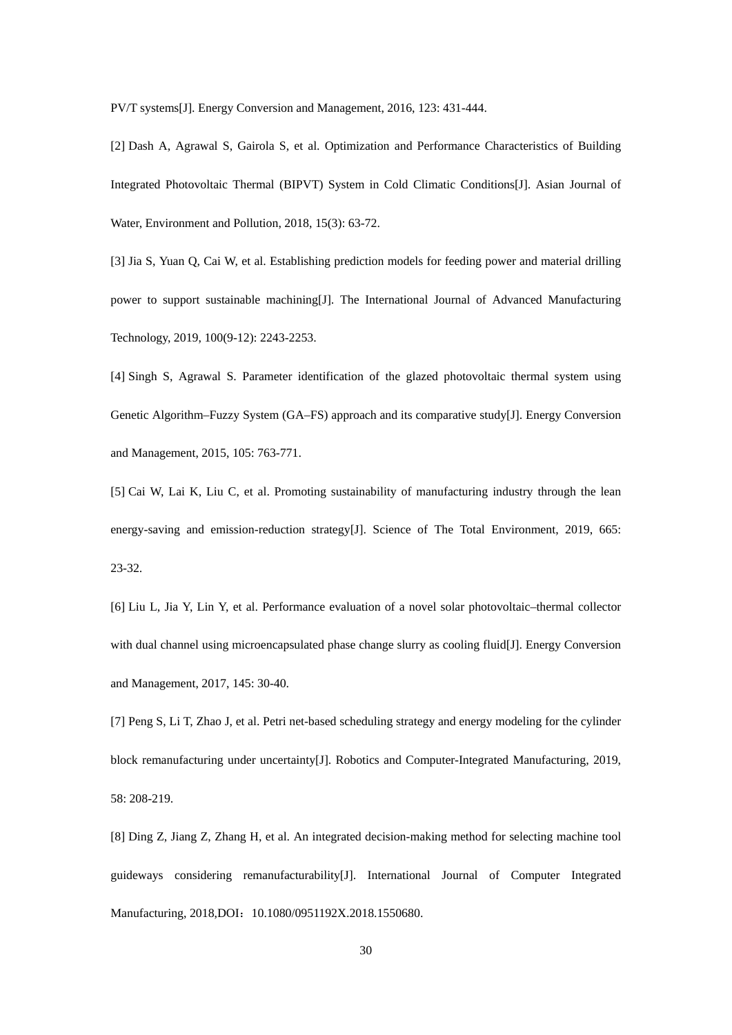PV/T systems[J]. Energy Conversion and Management, 2016, 123: 431-444.

[2] Dash A, Agrawal S, Gairola S, et al. Optimization and Performance Characteristics of Building Integrated Photovoltaic Thermal (BIPVT) System in Cold Climatic Conditions[J]. Asian Journal of Water, Environment and Pollution, 2018, 15(3): 63-72.

[3] Jia S, Yuan Q, Cai W, et al. Establishing prediction models for feeding power and material drilling power to support sustainable machining[J]. The International Journal of Advanced Manufacturing Technology, 2019, 100(9-12): 2243-2253.

[4] Singh S, Agrawal S. Parameter identification of the glazed photovoltaic thermal system using Genetic Algorithm–Fuzzy System (GA–FS) approach and its comparative study[J]. Energy Conversion and Management, 2015, 105: 763-771.

[5] Cai W, Lai K, Liu C, et al. Promoting sustainability of manufacturing industry through the lean energy-saving and emission-reduction strategy[J]. Science of The Total Environment, 2019, 665: 23-32.

[6] Liu L, Jia Y, Lin Y, et al. Performance evaluation of a novel solar photovoltaic–thermal collector with dual channel using microencapsulated phase change slurry as cooling fluid[J]. Energy Conversion and Management, 2017, 145: 30-40.

[7] Peng S, Li T, Zhao J, et al. Petri net-based scheduling strategy and energy modeling for the cylinder block remanufacturing under uncertainty[J]. Robotics and Computer-Integrated Manufacturing, 2019, 58: 208-219.

[8] Ding Z, Jiang Z, Zhang H, et al. An integrated decision-making method for selecting machine tool guideways considering remanufacturability[J]. International Journal of Computer Integrated Manufacturing, 2018,DOI：10.1080/0951192X.2018.1550680.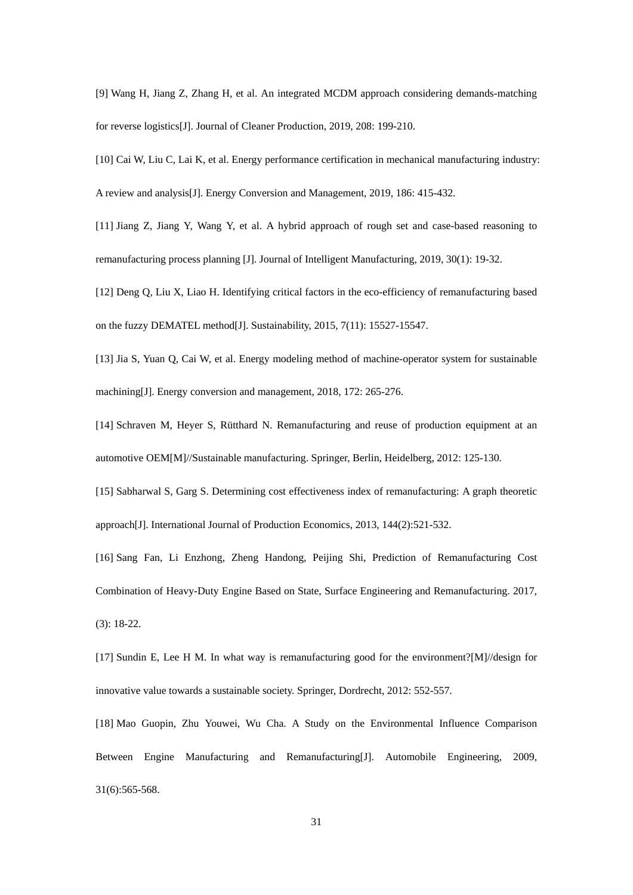[9] Wang H, Jiang Z, Zhang H, et al. An integrated MCDM approach considering demands-matching for reverse logistics[J]. Journal of Cleaner Production, 2019, 208: 199-210.

[10] Cai W, Liu C, Lai K, et al. Energy performance certification in mechanical manufacturing industry: A review and analysis[J]. Energy Conversion and Management, 2019, 186: 415-432.

[11] Jiang Z, Jiang Y, Wang Y, et al. A hybrid approach of rough set and case-based reasoning to remanufacturing process planning [J]. Journal of Intelligent Manufacturing, 2019, 30(1): 19-32.

[12] Deng Q, Liu X, Liao H. Identifying critical factors in the eco-efficiency of remanufacturing based on the fuzzy DEMATEL method[J]. Sustainability, 2015, 7(11): 15527-15547.

[13] Jia S, Yuan Q, Cai W, et al. Energy modeling method of machine-operator system for sustainable machining[J]. Energy conversion and management, 2018, 172: 265-276.

[14] Schraven M, Heyer S, Rütthard N. Remanufacturing and reuse of production equipment at an automotive OEM[M]//Sustainable manufacturing. Springer, Berlin, Heidelberg, 2012: 125-130.

[15] Sabharwal S, Garg S. Determining cost effectiveness index of remanufacturing: A graph theoretic approach[J]. International Journal of Production Economics, 2013, 144(2):521-532.

[16] Sang Fan, Li Enzhong, Zheng Handong, Peijing Shi, Prediction of Remanufacturing Cost Combination of Heavy-Duty Engine Based on State, Surface Engineering and Remanufacturing. 2017, (3): 18-22.

[17] Sundin E, Lee H M. In what way is remanufacturing good for the environment?[M]//design for innovative value towards a sustainable society. Springer, Dordrecht, 2012: 552-557.

[18] Mao Guopin, Zhu Youwei, Wu Cha. A Study on the Environmental Influence Comparison Between Engine Manufacturing and Remanufacturing[J]. Automobile Engineering, 2009, 31(6):565-568.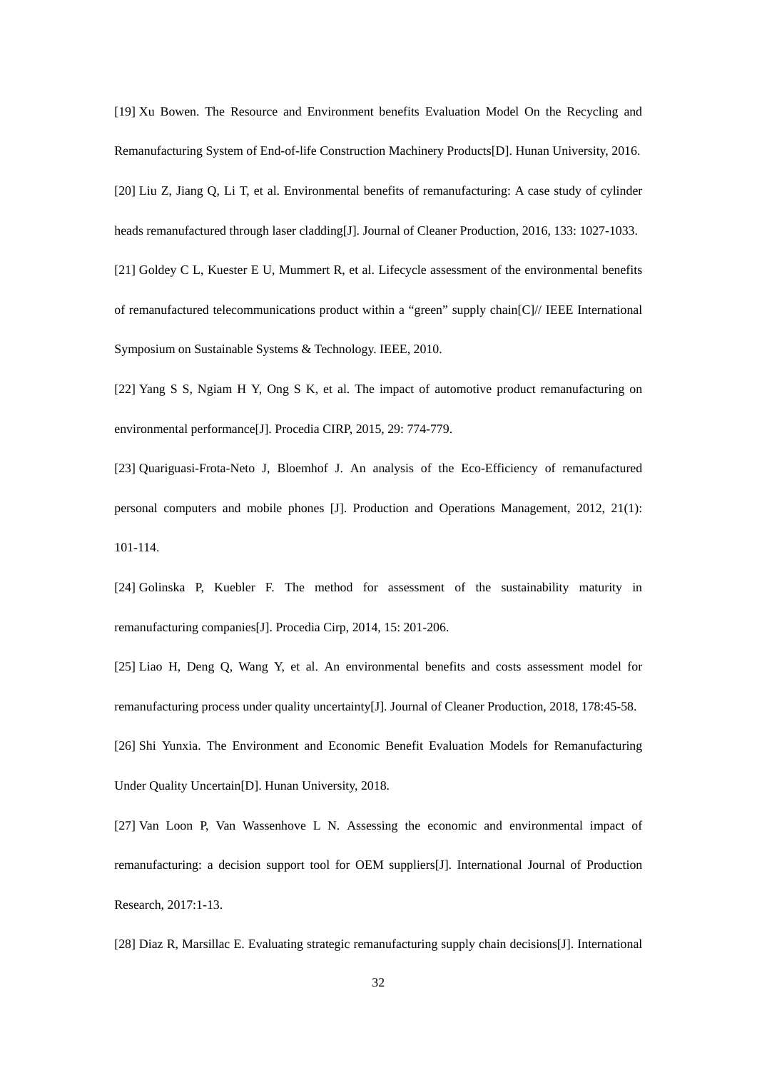[19] Xu Bowen. The Resource and Environment benefits Evaluation Model On the Recycling and Remanufacturing System of End-of-life Construction Machinery Products[D]. Hunan University, 2016.

[20] Liu Z, Jiang Q, Li T, et al. Environmental benefits of remanufacturing: A case study of cylinder heads remanufactured through laser cladding[J]. Journal of Cleaner Production, 2016, 133: 1027-1033.

[21] Goldey C L, Kuester E U, Mummert R, et al. Lifecycle assessment of the environmental benefits of remanufactured telecommunications product within a "green" supply chain[C]// IEEE International Symposium on Sustainable Systems & Technology. IEEE, 2010.

[22] Yang S S, Ngiam H Y, Ong S K, et al. The impact of automotive product remanufacturing on environmental performance[J]. Procedia CIRP, 2015, 29: 774-779.

[23] Quariguasi-Frota-Neto J, Bloemhof J. An analysis of the Eco-Efficiency of remanufactured personal computers and mobile phones [J]. Production and Operations Management, 2012, 21(1): 101-114.

[24] Golinska P, Kuebler F. The method for assessment of the sustainability maturity in remanufacturing companies[J]. Procedia Cirp, 2014, 15: 201-206.

[25] Liao H, Deng Q, Wang Y, et al. An environmental benefits and costs assessment model for remanufacturing process under quality uncertainty[J]. Journal of Cleaner Production, 2018, 178:45-58.

[26] Shi Yunxia. The Environment and Economic Benefit Evaluation Models for Remanufacturing Under Quality Uncertain[D]. Hunan University, 2018.

[27] Van Loon P, Van Wassenhove L N. Assessing the economic and environmental impact of remanufacturing: a decision support tool for OEM suppliers[J]. International Journal of Production Research, 2017:1-13.

[28] Diaz R, Marsillac E. Evaluating strategic remanufacturing supply chain decisions[J]. International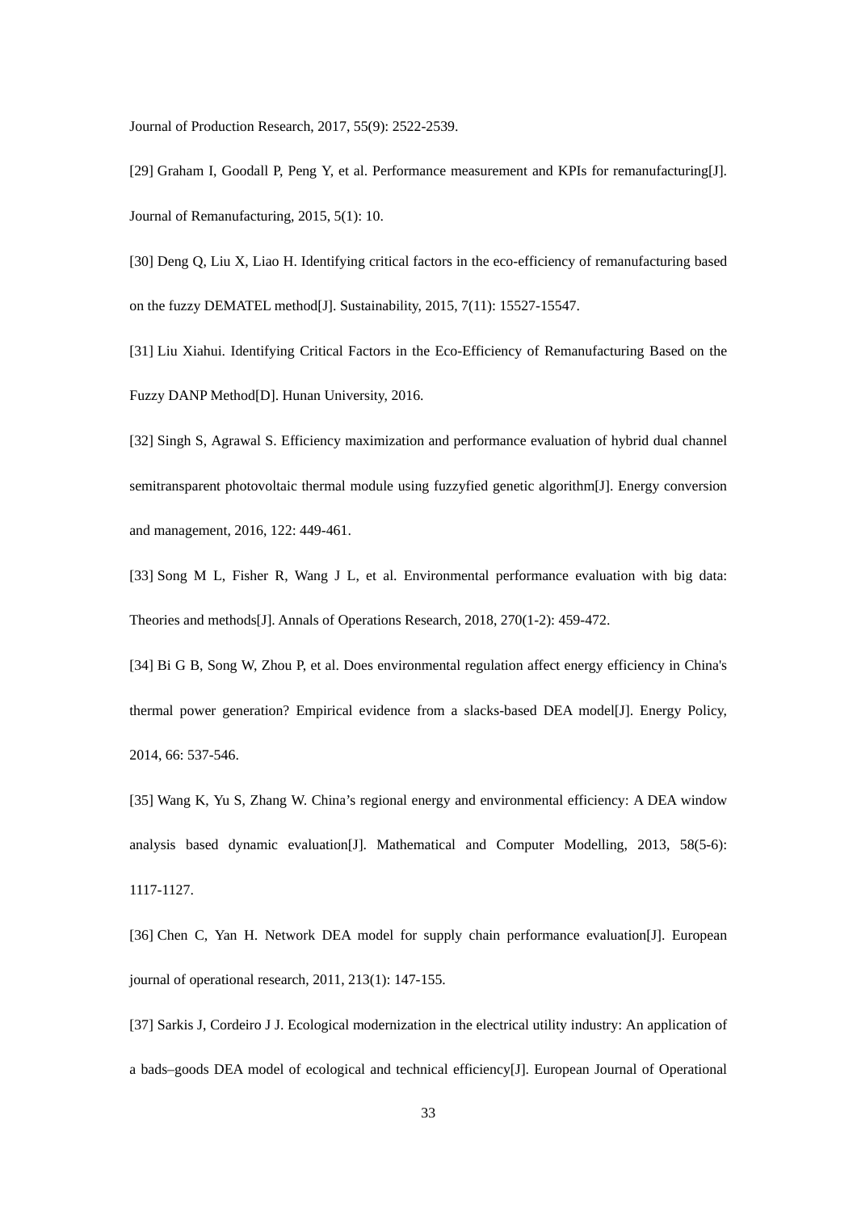Journal of Production Research, 2017, 55(9): 2522-2539.

[29] Graham I, Goodall P, Peng Y, et al. Performance measurement and KPIs for remanufacturing[J]. Journal of Remanufacturing, 2015, 5(1): 10.

[30] Deng Q, Liu X, Liao H. Identifying critical factors in the eco-efficiency of remanufacturing based on the fuzzy DEMATEL method[J]. Sustainability, 2015, 7(11): 15527-15547.

[31] Liu Xiahui. Identifying Critical Factors in the Eco-Efficiency of Remanufacturing Based on the Fuzzy DANP Method[D]. Hunan University, 2016.

[32] Singh S, Agrawal S. Efficiency maximization and performance evaluation of hybrid dual channel semitransparent photovoltaic thermal module using fuzzyfied genetic algorithm[J]. Energy conversion and management, 2016, 122: 449-461.

[33] Song M L, Fisher R, Wang J L, et al. Environmental performance evaluation with big data: Theories and methods[J]. Annals of Operations Research, 2018, 270(1-2): 459-472.

[34] Bi G B, Song W, Zhou P, et al. Does environmental regulation affect energy efficiency in China's thermal power generation? Empirical evidence from a slacks-based DEA model[J]. Energy Policy, 2014, 66: 537-546.

[35] Wang K, Yu S, Zhang W. China's regional energy and environmental efficiency: A DEA window analysis based dynamic evaluation[J]. Mathematical and Computer Modelling, 2013, 58(5-6): 1117-1127.

[36] Chen C, Yan H. Network DEA model for supply chain performance evaluation[J]. European journal of operational research, 2011, 213(1): 147-155.

[37] Sarkis J, Cordeiro J J. Ecological modernization in the electrical utility industry: An application of a bads–goods DEA model of ecological and technical efficiency[J]. European Journal of Operational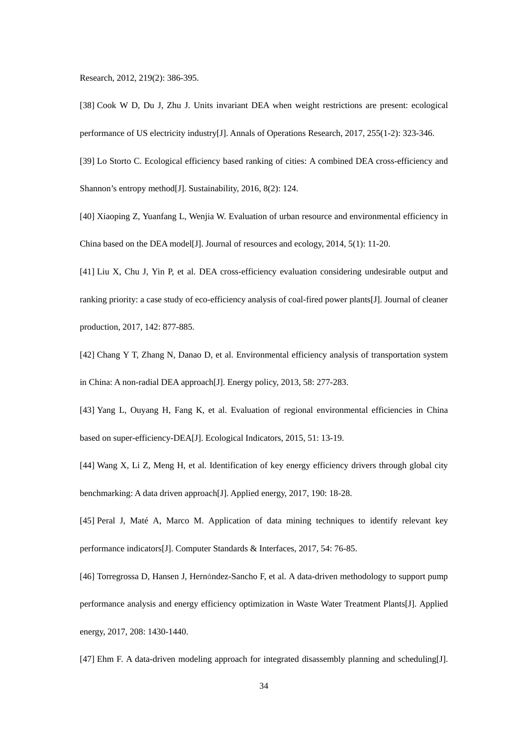Research, 2012, 219(2): 386-395.

[38] Cook W D, Du J, Zhu J. Units invariant DEA when weight restrictions are present: ecological performance of US electricity industry[J]. Annals of Operations Research, 2017, 255(1-2): 323-346.

[39] Lo Storto C. Ecological efficiency based ranking of cities: A combined DEA cross-efficiency and Shannon's entropy method[J]. Sustainability, 2016, 8(2): 124.

[40] Xiaoping Z, Yuanfang L, Wenjia W. Evaluation of urban resource and environmental efficiency in China based on the DEA model[J]. Journal of resources and ecology, 2014, 5(1): 11-20.

[41] Liu X, Chu J, Yin P, et al. DEA cross-efficiency evaluation considering undesirable output and ranking priority: a case study of eco-efficiency analysis of coal-fired power plants[J]. Journal of cleaner production, 2017, 142: 877-885.

[42] Chang Y T, Zhang N, Danao D, et al. Environmental efficiency analysis of transportation system in China: A non-radial DEA approach[J]. Energy policy, 2013, 58: 277-283.

[43] Yang L, Ouyang H, Fang K, et al. Evaluation of regional environmental efficiencies in China based on super-efficiency-DEA[J]. Ecological Indicators, 2015, 51: 13-19.

[44] Wang X, Li Z, Meng H, et al. Identification of key energy efficiency drivers through global city benchmarking: A data driven approach[J]. Applied energy, 2017, 190: 18-28.

[45] Peral J, Maté A, Marco M. Application of data mining techniques to identify relevant key performance indicators[J]. Computer Standards & Interfaces, 2017, 54: 76-85.

[46] Torregrossa D, Hansen J, Hernández-Sancho F, et al. A data-driven methodology to support pump performance analysis and energy efficiency optimization in Waste Water Treatment Plants[J]. Applied energy, 2017, 208: 1430-1440.

[47] Ehm F. A data-driven modeling approach for integrated disassembly planning and scheduling[J].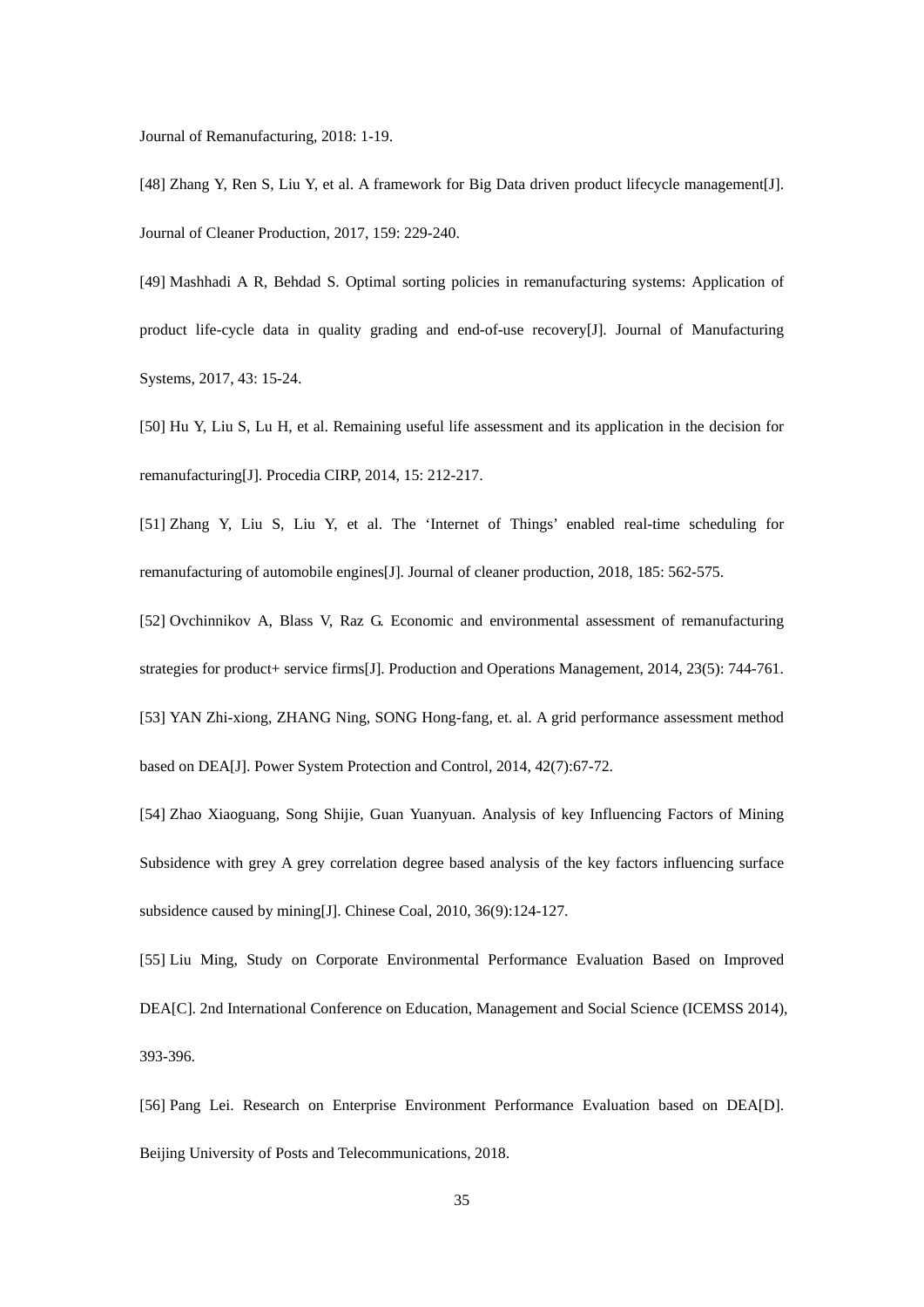Journal of Remanufacturing, 2018: 1-19.

[48] Zhang Y, Ren S, Liu Y, et al. A framework for Big Data driven product lifecycle management[J]. Journal of Cleaner Production, 2017, 159: 229-240.

[49] Mashhadi A R, Behdad S. Optimal sorting policies in remanufacturing systems: Application of product life-cycle data in quality grading and end-of-use recovery[J]. Journal of Manufacturing Systems, 2017, 43: 15-24.

[50] Hu Y, Liu S, Lu H, et al. Remaining useful life assessment and its application in the decision for remanufacturing[J]. Procedia CIRP, 2014, 15: 212-217.

[51] Zhang Y, Liu S, Liu Y, et al. The 'Internet of Things' enabled real-time scheduling for remanufacturing of automobile engines[J]. Journal of cleaner production, 2018, 185: 562-575.

[52] Ovchinnikov A, Blass V, Raz G. Economic and environmental assessment of remanufacturing strategies for product+ service firms[J]. Production and Operations Management, 2014, 23(5): 744-761.

[53] YAN Zhi-xiong, ZHANG Ning, SONG Hong-fang, et. al. A grid performance assessment method based on DEA[J]. Power System Protection and Control, 2014, 42(7):67-72.

[54] Zhao Xiaoguang, Song Shijie, Guan Yuanyuan. Analysis of key Influencing Factors of Mining Subsidence with grey A grey correlation degree based analysis of the key factors influencing surface subsidence caused by mining[J]. Chinese Coal, 2010, 36(9):124-127.

[55] Liu Ming, Study on Corporate Environmental Performance Evaluation Based on Improved DEA[C]. 2nd International Conference on Education, Management and Social Science (ICEMSS 2014), 393-396.

[56] Pang Lei. Research on Enterprise Environment Performance Evaluation based on DEA[D]. Beijing University of Posts and Telecommunications, 2018.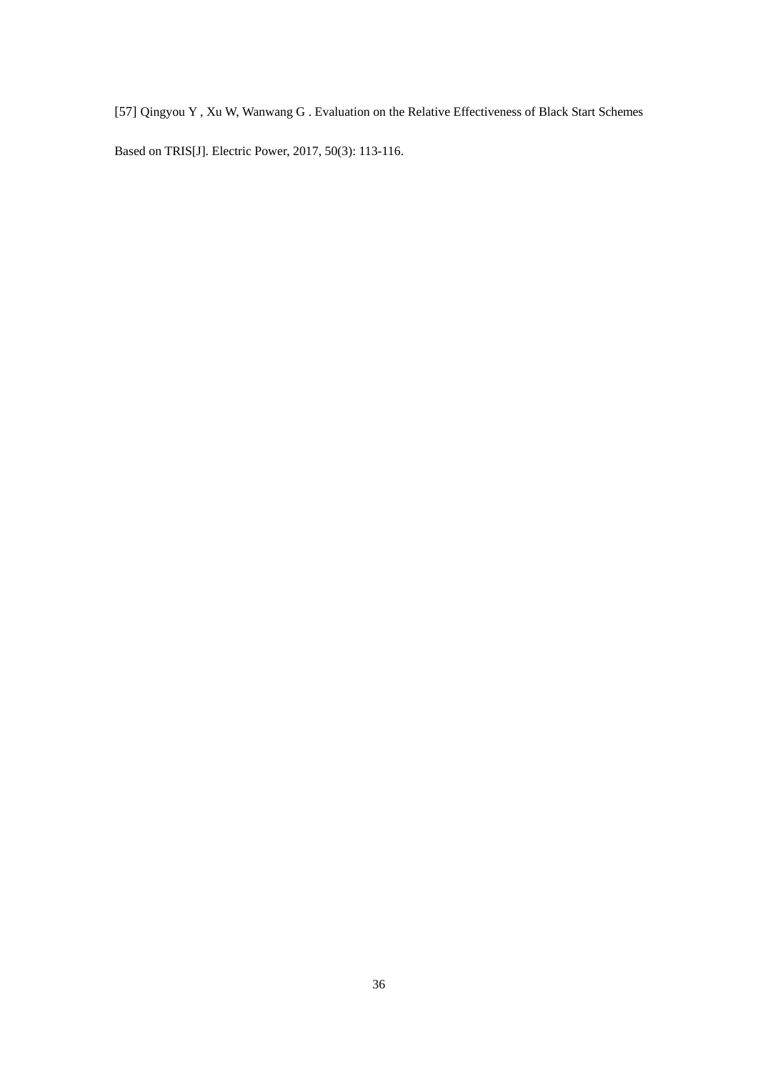[57] Qingyou Y , Xu W, Wanwang G . Evaluation on the Relative Effectiveness of Black Start Schemes Based on TRIS[J]. Electric Power, 2017, 50(3): 113-116.